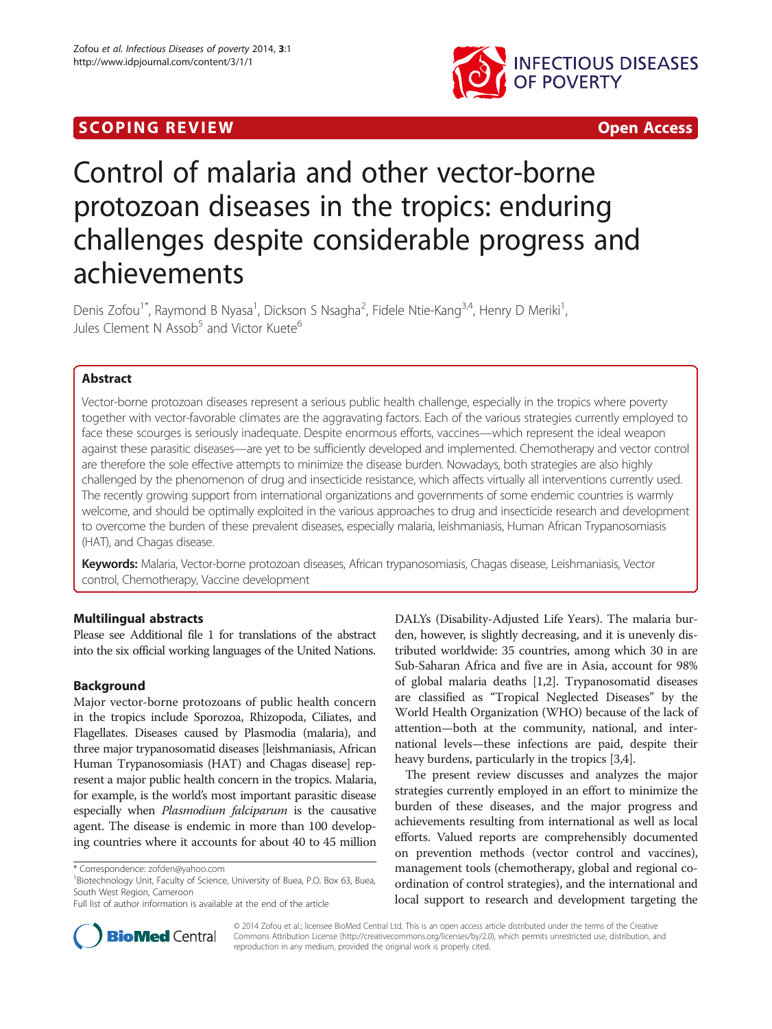SCOPING REVIEW Open Access

# Control of malaria and other vector-borne protozoan diseases in the tropics: enduring challenges despite considerable progress and achievements

Denis Zofou[1*], Raymond B Nyasa[1], Dickson S Nsagha[2], Fidele Ntie-Kang[3,4], Henry D Meriki[1], Jules Clement N Assob[5] and Victor Kuete[6]

## Abstract

Vector-borne protozoan diseases represent a serious public health challenge, especially in the tropics where poverty together with vector-favorable climates are the aggravating factors. Each of the various strategies currently employed to face these scourges is seriously inadequate. Despite enormous efforts, vaccines—which represent the ideal weapon against these parasitic diseases—are yet to be sufficiently developed and implemented. Chemotherapy and vector control are therefore the sole effective attempts to minimize the disease burden. Nowadays, both strategies are also highly challenged by the phenomenon of drug and insecticide resistance, which affects virtually all interventions currently used. The recently growing support from international organizations and governments of some endemic countries is warmly welcome, and should be optimally exploited in the various approaches to drug and insecticide research and development to overcome the burden of these prevalent diseases, especially malaria, leishmaniasis, Human African Trypanosomiasis (HAT), and Chagas disease.

**Keywords:** Malaria, Vector-borne protozoan diseases, African trypanosomiasis, Chagas disease, Leishmaniasis, Vector control, Chemotherapy, Vaccine development

## Multilingual abstracts

Please see Additional file 1 for translations of the abstract into the six official working languages of the United Nations.

## Background

Major vector-borne protozoans of public health concern in the tropics include Sporozoa, Rhizopoda, Ciliates, and Flagellates. Diseases caused by Plasmodia (malaria), and three major trypanosomatid diseases [leishmaniasis, African Human Trypanosomiasis (HAT) and Chagas disease] represent a major public health concern in the tropics. Malaria, for example, is the world's most important parasitic disease especially when *Plasmodium falciparum* is the causative agent. The disease is endemic in more than 100 developing countries where it accounts for about 40 to 45 million DALYs (Disability-Adjusted Life Years). The malaria burden, however, is slightly decreasing, and it is unevenly distributed worldwide: 35 countries, among which 30 in are Sub-Saharan Africa and five are in Asia, account for 98% of global malaria deaths [1,2]. Trypanosomatid diseases are classified as "Tropical Neglected Diseases" by the World Health Organization (WHO) because of the lack of attention—both at the community, national, and international levels—these infections are paid, despite their heavy burdens, particularly in the tropics [3,4].

The present review discusses and analyzes the major strategies currently employed in an effort to minimize the burden of these diseases, and the major progress and achievements resulting from international as well as local efforts. Valued reports are comprehensibly documented on prevention methods (vector control and vaccines), management tools (chemotherapy, global and regional coordination of control strategies), and the international and local support to research and development targeting the

* Correspondence: zofden@yahoo.com
[1]Biotechnology Unit, Faculty of Science, University of Buea, P.O. Box 63, Buea, South West Region, Cameroon
Full list of author information is available at the end of the article

© 2014 Zofou et al.; licensee BioMed Central Ltd. This is an open access article distributed under the terms of the Creative Commons Attribution License (http://creativecommons.org/licenses/by/2.0), which permits unrestricted use, distribution, and reproduction in any medium, provided the original work is properly cited.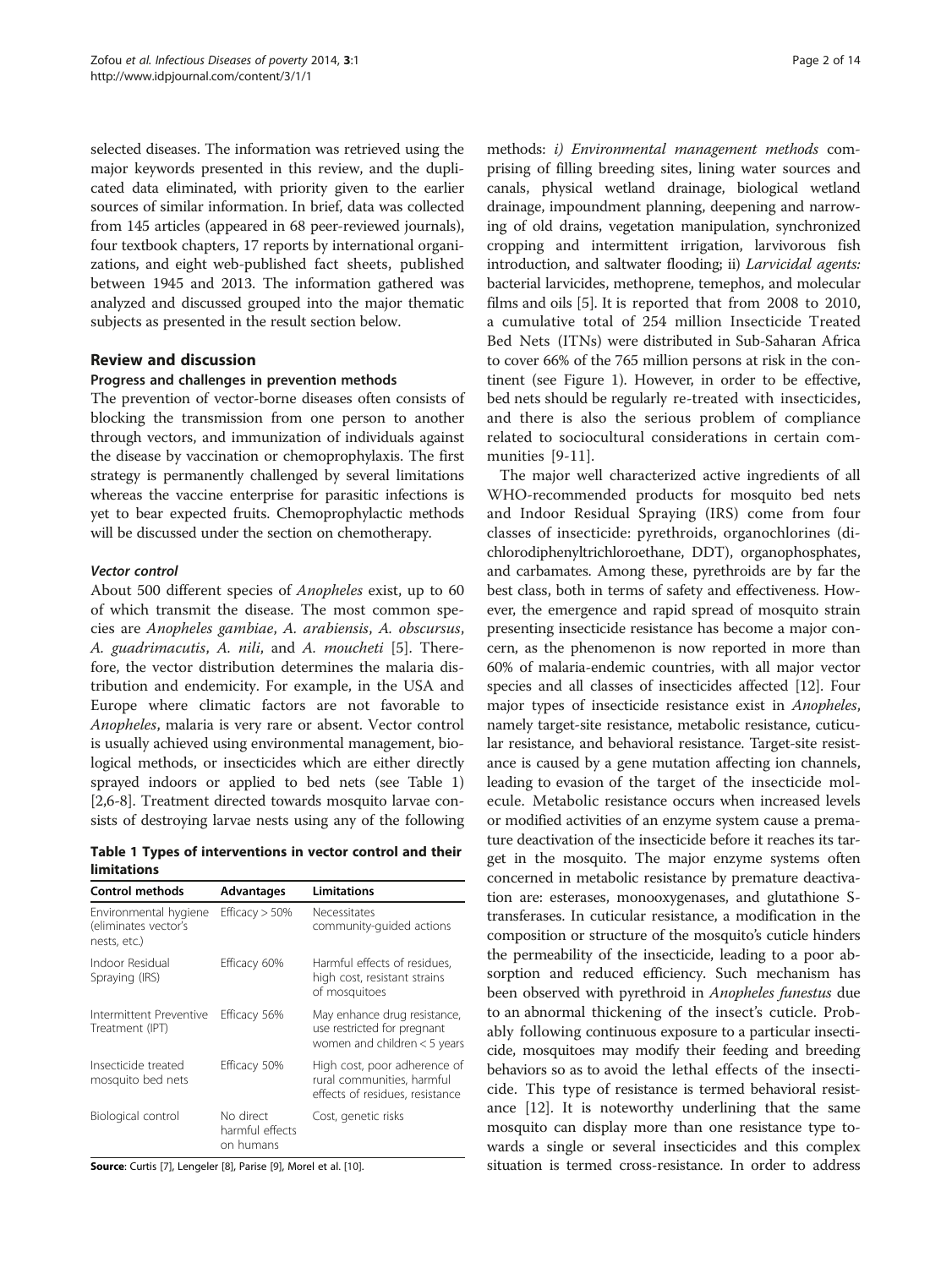selected diseases. The information was retrieved using the major keywords presented in this review, and the duplicated data eliminated, with priority given to the earlier sources of similar information. In brief, data was collected from 145 articles (appeared in 68 peer-reviewed journals), four textbook chapters, 17 reports by international organizations, and eight web-published fact sheets, published between 1945 and 2013. The information gathered was analyzed and discussed grouped into the major thematic subjects as presented in the result section below.

## Review and discussion

### Progress and challenges in prevention methods

The prevention of vector-borne diseases often consists of blocking the transmission from one person to another through vectors, and immunization of individuals against the disease by vaccination or chemoprophylaxis. The first strategy is permanently challenged by several limitations whereas the vaccine enterprise for parasitic infections is yet to bear expected fruits. Chemoprophylactic methods will be discussed under the section on chemotherapy.

#### *Vector control*

About 500 different species of *Anopheles* exist, up to 60 of which transmit the disease. The most common species are *Anopheles gambiae*, *A. arabiensis*, *A. obscursus*, *A. guadrimacutis*, *A. nili*, and *A. moucheti* [5]. Therefore, the vector distribution determines the malaria distribution and endemicity. For example, in the USA and Europe where climatic factors are not favorable to *Anopheles*, malaria is very rare or absent. Vector control is usually achieved using environmental management, biological methods, or insecticides which are either directly sprayed indoors or applied to bed nets (see Table 1) [2,6-8]. Treatment directed towards mosquito larvae consists of destroying larvae nests using any of the following methods: *i) Environmental management methods* comprising of filling breeding sites, lining water sources and canals, physical wetland drainage, biological wetland drainage, impoundment planning, deepening and narrowing of old drains, vegetation manipulation, synchronized cropping and intermittent irrigation, larvivorous fish introduction, and saltwater flooding; ii) *Larvicidal agents:* bacterial larvicides, methoprene, temephos, and molecular films and oils [5]. It is reported that from 2008 to 2010, a cumulative total of 254 million Insecticide Treated Bed Nets (ITNs) were distributed in Sub-Saharan Africa to cover 66% of the 765 million persons at risk in the continent (see Figure 1). However, in order to be effective, bed nets should be regularly re-treated with insecticides, and there is also the serious problem of compliance related to sociocultural considerations in certain communities [9-11].

**Table 1 Types of interventions in vector control and their limitations**

| Control methods | Advantages | Limitations |
|---|---|---|
| Environmental hygiene (eliminates vector's nests, etc.) | Efficacy > 50% | Necessitates community-guided actions |
| Indoor Residual Spraying (IRS) | Efficacy 60% | Harmful effects of residues, high cost, resistant strains of mosquitoes |
| Intermittent Preventive Treatment (IPT) | Efficacy 56% | May enhance drug resistance, use restricted for pregnant women and children < 5 years |
| Insecticide treated mosquito bed nets | Efficacy 50% | High cost, poor adherence of rural communities, harmful effects of residues, resistance |
| Biological control | No direct harmful effects on humans | Cost, genetic risks |

**Source**: Curtis [7], Lengeler [8], Parise [9], Morel et al. [10].

The major well characterized active ingredients of all WHO-recommended products for mosquito bed nets and Indoor Residual Spraying (IRS) come from four classes of insecticide: pyrethroids, organochlorines (dichlorodiphenyltrichloroethane, DDT), organophosphates, and carbamates. Among these, pyrethroids are by far the best class, both in terms of safety and effectiveness. However, the emergence and rapid spread of mosquito strain presenting insecticide resistance has become a major concern, as the phenomenon is now reported in more than 60% of malaria-endemic countries, with all major vector species and all classes of insecticides affected [12]. Four major types of insecticide resistance exist in *Anopheles*, namely target-site resistance, metabolic resistance, cuticular resistance, and behavioral resistance. Target-site resistance is caused by a gene mutation affecting ion channels, leading to evasion of the target of the insecticide molecule. Metabolic resistance occurs when increased levels or modified activities of an enzyme system cause a premature deactivation of the insecticide before it reaches its target in the mosquito. The major enzyme systems often concerned in metabolic resistance by premature deactivation are: esterases, monooxygenases, and glutathione S-transferases. In cuticular resistance, a modification in the composition or structure of the mosquito's cuticle hinders the permeability of the insecticide, leading to a poor absorption and reduced efficiency. Such mechanism has been observed with pyrethroid in *Anopheles funestus* due to an abnormal thickening of the insect's cuticle. Probably following continuous exposure to a particular insecticide, mosquitoes may modify their feeding and breeding behaviors so as to avoid the lethal effects of the insecticide. This type of resistance is termed behavioral resistance [12]. It is noteworthy underlining that the same mosquito can display more than one resistance type towards a single or several insecticides and this complex situation is termed cross-resistance. In order to address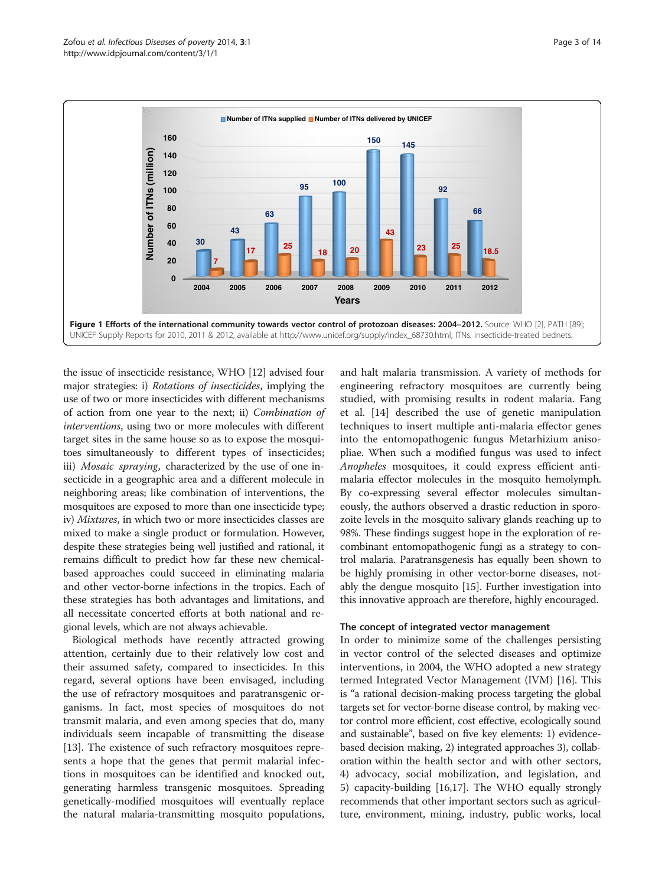**Figure 1 Efforts of the international community towards vector control of protozoan diseases: 2004–2012.** Source: WHO [2], PATH [89]; UNICEF Supply Reports for 2010, 2011 & 2012, available at http://www.unicef.org/supply/index_68730.html; ITNs: insecticide-treated bednets.

the issue of insecticide resistance, WHO [12] advised four major strategies: i) *Rotations of insecticides*, implying the use of two or more insecticides with different mechanisms of action from one year to the next; ii) *Combination of interventions*, using two or more molecules with different target sites in the same house so as to expose the mosquitoes simultaneously to different types of insecticides; iii) *Mosaic spraying*, characterized by the use of one insecticide in a geographic area and a different molecule in neighboring areas; like combination of interventions, the mosquitoes are exposed to more than one insecticide type; iv) *Mixtures*, in which two or more insecticides classes are mixed to make a single product or formulation. However, despite these strategies being well justified and rational, it remains difficult to predict how far these new chemical-based approaches could succeed in eliminating malaria and other vector-borne infections in the tropics. Each of these strategies has both advantages and limitations, and all necessitate concerted efforts at both national and regional levels, which are not always achievable.

Biological methods have recently attracted growing attention, certainly due to their relatively low cost and their assumed safety, compared to insecticides. In this regard, several options have been envisaged, including the use of refractory mosquitoes and paratransgenic organisms. In fact, most species of mosquitoes do not transmit malaria, and even among species that do, many individuals seem incapable of transmitting the disease [13]. The existence of such refractory mosquitoes represents a hope that the genes that permit malarial infections in mosquitoes can be identified and knocked out, generating harmless transgenic mosquitoes. Spreading genetically-modified mosquitoes will eventually replace the natural malaria-transmitting mosquito populations, and halt malaria transmission. A variety of methods for engineering refractory mosquitoes are currently being studied, with promising results in rodent malaria. Fang et al. [14] described the use of genetic manipulation techniques to insert multiple anti-malaria effector genes into the entomopathogenic fungus Metarhizium anisopliae. When such a modified fungus was used to infect *Anopheles* mosquitoes, it could express efficient anti-malaria effector molecules in the mosquito hemolymph. By co-expressing several effector molecules simultaneously, the authors observed a drastic reduction in sporozoite levels in the mosquito salivary glands reaching up to 98%. These findings suggest hope in the exploration of recombinant entomopathogenic fungi as a strategy to control malaria. Paratransgenesis has equally been shown to be highly promising in other vector-borne diseases, notably the dengue mosquito [15]. Further investigation into this innovative approach are therefore, highly encouraged.

### The concept of integrated vector management

In order to minimize some of the challenges persisting in vector control of the selected diseases and optimize interventions, in 2004, the WHO adopted a new strategy termed Integrated Vector Management (IVM) [16]. This is "a rational decision-making process targeting the global targets set for vector-borne disease control, by making vector control more efficient, cost effective, ecologically sound and sustainable", based on five key elements: 1) evidence-based decision making, 2) integrated approaches 3), collaboration within the health sector and with other sectors, 4) advocacy, social mobilization, and legislation, and 5) capacity-building [16,17]. The WHO equally strongly recommends that other important sectors such as agriculture, environment, mining, industry, public works, local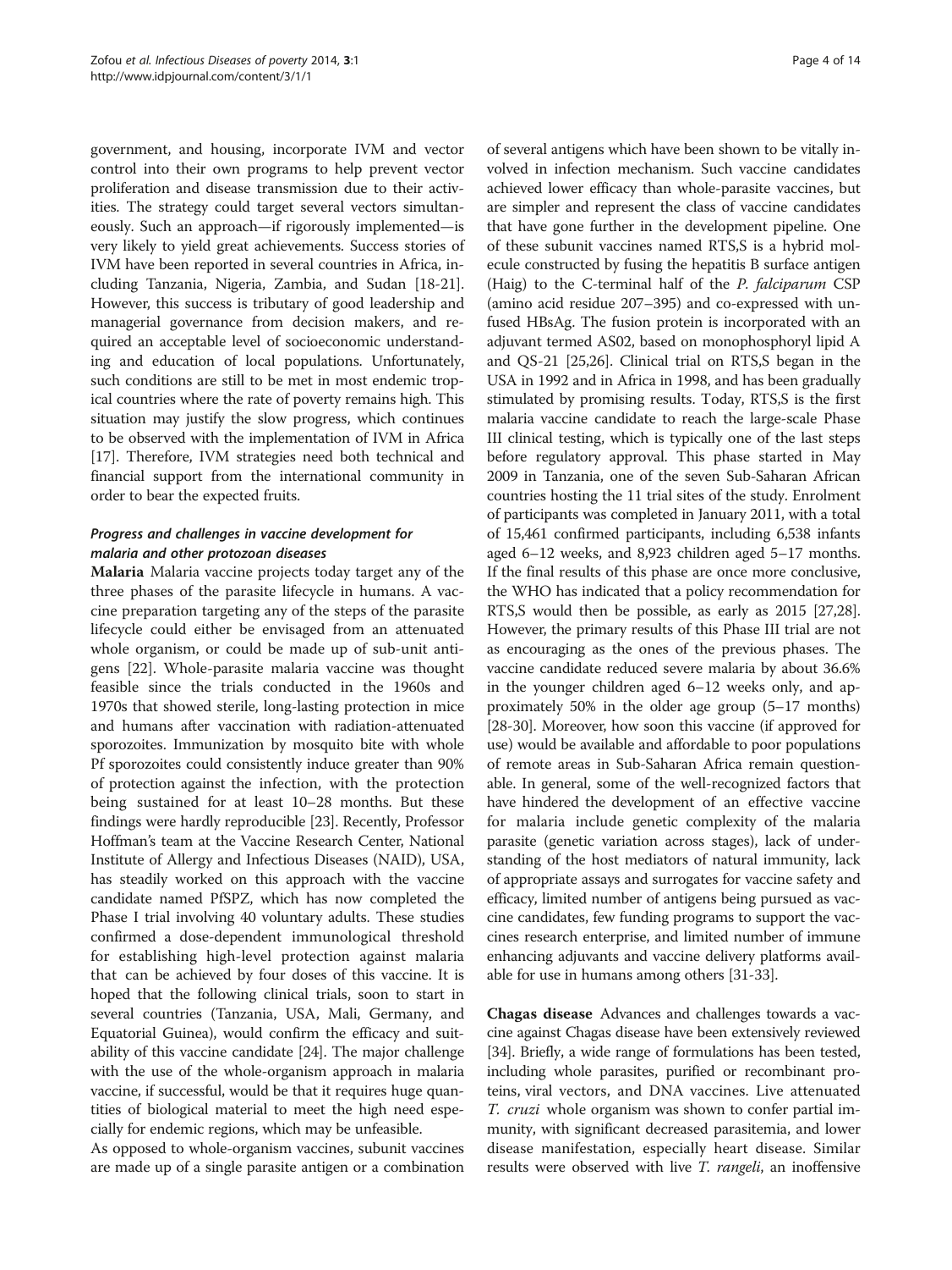government, and housing, incorporate IVM and vector control into their own programs to help prevent vector proliferation and disease transmission due to their activities. The strategy could target several vectors simultaneously. Such an approach—if rigorously implemented—is very likely to yield great achievements. Success stories of IVM have been reported in several countries in Africa, including Tanzania, Nigeria, Zambia, and Sudan [18-21]. However, this success is tributary of good leadership and managerial governance from decision makers, and required an acceptable level of socioeconomic understanding and education of local populations. Unfortunately, such conditions are still to be met in most endemic tropical countries where the rate of poverty remains high. This situation may justify the slow progress, which continues to be observed with the implementation of IVM in Africa [17]. Therefore, IVM strategies need both technical and financial support from the international community in order to bear the expected fruits.

### *Progress and challenges in vaccine development for malaria and other protozoan diseases*

**Malaria** Malaria vaccine projects today target any of the three phases of the parasite lifecycle in humans. A vaccine preparation targeting any of the steps of the parasite lifecycle could either be envisaged from an attenuated whole organism, or could be made up of sub-unit antigens [22]. Whole-parasite malaria vaccine was thought feasible since the trials conducted in the 1960s and 1970s that showed sterile, long-lasting protection in mice and humans after vaccination with radiation-attenuated sporozoites. Immunization by mosquito bite with whole Pf sporozoites could consistently induce greater than 90% of protection against the infection, with the protection being sustained for at least 10–28 months. But these findings were hardly reproducible [23]. Recently, Professor Hoffman's team at the Vaccine Research Center, National Institute of Allergy and Infectious Diseases (NAID), USA, has steadily worked on this approach with the vaccine candidate named PfSPZ, which has now completed the Phase I trial involving 40 voluntary adults. These studies confirmed a dose-dependent immunological threshold for establishing high-level protection against malaria that can be achieved by four doses of this vaccine. It is hoped that the following clinical trials, soon to start in several countries (Tanzania, USA, Mali, Germany, and Equatorial Guinea), would confirm the efficacy and suitability of this vaccine candidate [24]. The major challenge with the use of the whole-organism approach in malaria vaccine, if successful, would be that it requires huge quantities of biological material to meet the high need especially for endemic regions, which may be unfeasible.

As opposed to whole-organism vaccines, subunit vaccines are made up of a single parasite antigen or a combination of several antigens which have been shown to be vitally involved in infection mechanism. Such vaccine candidates achieved lower efficacy than whole-parasite vaccines, but are simpler and represent the class of vaccine candidates that have gone further in the development pipeline. One of these subunit vaccines named RTS,S is a hybrid molecule constructed by fusing the hepatitis B surface antigen (Haig) to the C-terminal half of the *P. falciparum* CSP (amino acid residue 207–395) and co-expressed with unfused HBsAg. The fusion protein is incorporated with an adjuvant termed AS02, based on monophosphoryl lipid A and QS-21 [25,26]. Clinical trial on RTS,S began in the USA in 1992 and in Africa in 1998, and has been gradually stimulated by promising results. Today, RTS,S is the first malaria vaccine candidate to reach the large-scale Phase III clinical testing, which is typically one of the last steps before regulatory approval. This phase started in May 2009 in Tanzania, one of the seven Sub-Saharan African countries hosting the 11 trial sites of the study. Enrolment of participants was completed in January 2011, with a total of 15,461 confirmed participants, including 6,538 infants aged 6–12 weeks, and 8,923 children aged 5–17 months. If the final results of this phase are once more conclusive, the WHO has indicated that a policy recommendation for RTS,S would then be possible, as early as 2015 [27,28]. However, the primary results of this Phase III trial are not as encouraging as the ones of the previous phases. The vaccine candidate reduced severe malaria by about 36.6% in the younger children aged 6–12 weeks only, and approximately 50% in the older age group (5–17 months) [28-30]. Moreover, how soon this vaccine (if approved for use) would be available and affordable to poor populations of remote areas in Sub-Saharan Africa remain questionable. In general, some of the well-recognized factors that have hindered the development of an effective vaccine for malaria include genetic complexity of the malaria parasite (genetic variation across stages), lack of understanding of the host mediators of natural immunity, lack of appropriate assays and surrogates for vaccine safety and efficacy, limited number of antigens being pursued as vaccine candidates, few funding programs to support the vaccines research enterprise, and limited number of immune enhancing adjuvants and vaccine delivery platforms available for use in humans among others [31-33].

**Chagas disease** Advances and challenges towards a vaccine against Chagas disease have been extensively reviewed [34]. Briefly, a wide range of formulations has been tested, including whole parasites, purified or recombinant proteins, viral vectors, and DNA vaccines. Live attenuated *T. cruzi* whole organism was shown to confer partial immunity, with significant decreased parasitemia, and lower disease manifestation, especially heart disease. Similar results were observed with live *T. rangeli*, an inoffensive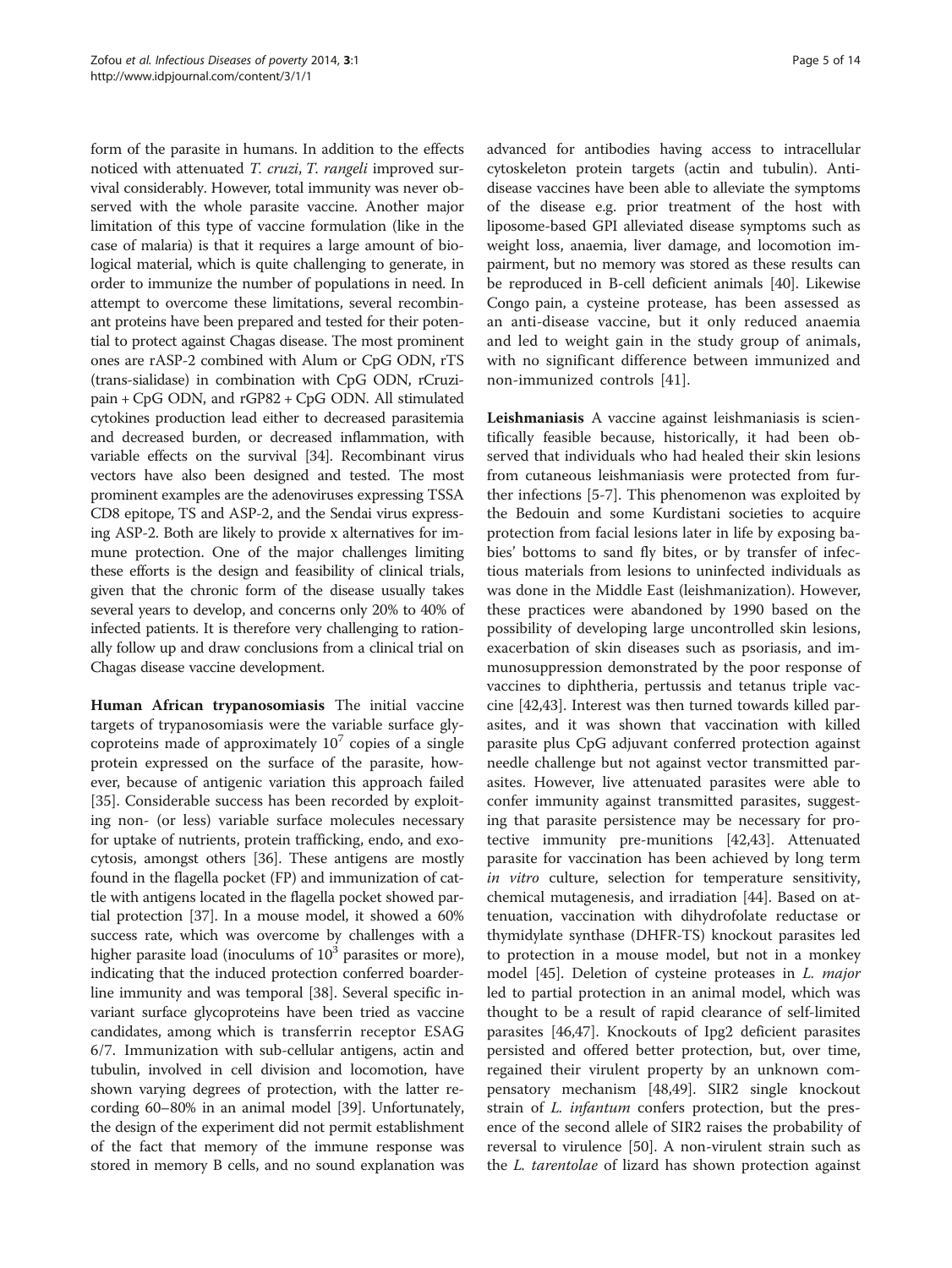form of the parasite in humans. In addition to the effects noticed with attenuated *T. cruzi*, *T. rangeli* improved survival considerably. However, total immunity was never observed with the whole parasite vaccine. Another major limitation of this type of vaccine formulation (like in the case of malaria) is that it requires a large amount of biological material, which is quite challenging to generate, in order to immunize the number of populations in need. In attempt to overcome these limitations, several recombinant proteins have been prepared and tested for their potential to protect against Chagas disease. The most prominent ones are rASP-2 combined with Alum or CpG ODN, rTS (trans-sialidase) in combination with CpG ODN, rCruzipain + CpG ODN, and rGP82 + CpG ODN. All stimulated cytokines production lead either to decreased parasitemia and decreased burden, or decreased inflammation, with variable effects on the survival [34]. Recombinant virus vectors have also been designed and tested. The most prominent examples are the adenoviruses expressing TSSA CD8 epitope, TS and ASP-2, and the Sendai virus expressing ASP-2. Both are likely to provide x alternatives for immune protection. One of the major challenges limiting these efforts is the design and feasibility of clinical trials, given that the chronic form of the disease usually takes several years to develop, and concerns only 20% to 40% of infected patients. It is therefore very challenging to rationally follow up and draw conclusions from a clinical trial on Chagas disease vaccine development.

**Human African trypanosomiasis** The initial vaccine targets of trypanosomiasis were the variable surface glycoproteins made of approximately $10^7$ copies of a single protein expressed on the surface of the parasite, however, because of antigenic variation this approach failed [35]. Considerable success has been recorded by exploiting non- (or less) variable surface molecules necessary for uptake of nutrients, protein trafficking, endo, and exocytosis, amongst others [36]. These antigens are mostly found in the flagella pocket (FP) and immunization of cattle with antigens located in the flagella pocket showed partial protection [37]. In a mouse model, it showed a 60% success rate, which was overcome by challenges with a higher parasite load (inoculums of $10^3$ parasites or more), indicating that the induced protection conferred boarderline immunity and was temporal [38]. Several specific invariant surface glycoproteins have been tried as vaccine candidates, among which is transferrin receptor ESAG 6/7. Immunization with sub-cellular antigens, actin and tubulin, involved in cell division and locomotion, have shown varying degrees of protection, with the latter recording 60–80% in an animal model [39]. Unfortunately, the design of the experiment did not permit establishment of the fact that memory of the immune response was stored in memory B cells, and no sound explanation was advanced for antibodies having access to intracellular cytoskeleton protein targets (actin and tubulin). Anti-disease vaccines have been able to alleviate the symptoms of the disease e.g. prior treatment of the host with liposome-based GPI alleviated disease symptoms such as weight loss, anaemia, liver damage, and locomotion impairment, but no memory was stored as these results can be reproduced in B-cell deficient animals [40]. Likewise Congo pain, a cysteine protease, has been assessed as an anti-disease vaccine, but it only reduced anaemia and led to weight gain in the study group of animals, with no significant difference between immunized and non-immunized controls [41].

**Leishmaniasis** A vaccine against leishmaniasis is scientifically feasible because, historically, it had been observed that individuals who had healed their skin lesions from cutaneous leishmaniasis were protected from further infections [5-7]. This phenomenon was exploited by the Bedouin and some Kurdistani societies to acquire protection from facial lesions later in life by exposing babies' bottoms to sand fly bites, or by transfer of infectious materials from lesions to uninfected individuals as was done in the Middle East (leishmanization). However, these practices were abandoned by 1990 based on the possibility of developing large uncontrolled skin lesions, exacerbation of skin diseases such as psoriasis, and immunosuppression demonstrated by the poor response of vaccines to diphtheria, pertussis and tetanus triple vaccine [42,43]. Interest was then turned towards killed parasites, and it was shown that vaccination with killed parasite plus CpG adjuvant conferred protection against needle challenge but not against vector transmitted parasites. However, live attenuated parasites were able to confer immunity against transmitted parasites, suggesting that parasite persistence may be necessary for protective immunity pre-munitions [42,43]. Attenuated parasite for vaccination has been achieved by long term *in vitro* culture, selection for temperature sensitivity, chemical mutagenesis, and irradiation [44]. Based on attenuation, vaccination with dihydrofolate reductase or thymidylate synthase (DHFR-TS) knockout parasites led to protection in a mouse model, but not in a monkey model [45]. Deletion of cysteine proteases in *L. major* led to partial protection in an animal model, which was thought to be a result of rapid clearance of self-limited parasites [46,47]. Knockouts of lpg2 deficient parasites persisted and offered better protection, but, over time, regained their virulent property by an unknown compensatory mechanism [48,49]. SIR2 single knockout strain of *L. infantum* confers protection, but the presence of the second allele of SIR2 raises the probability of reversal to virulence [50]. A non-virulent strain such as the *L. tarentolae* of lizard has shown protection against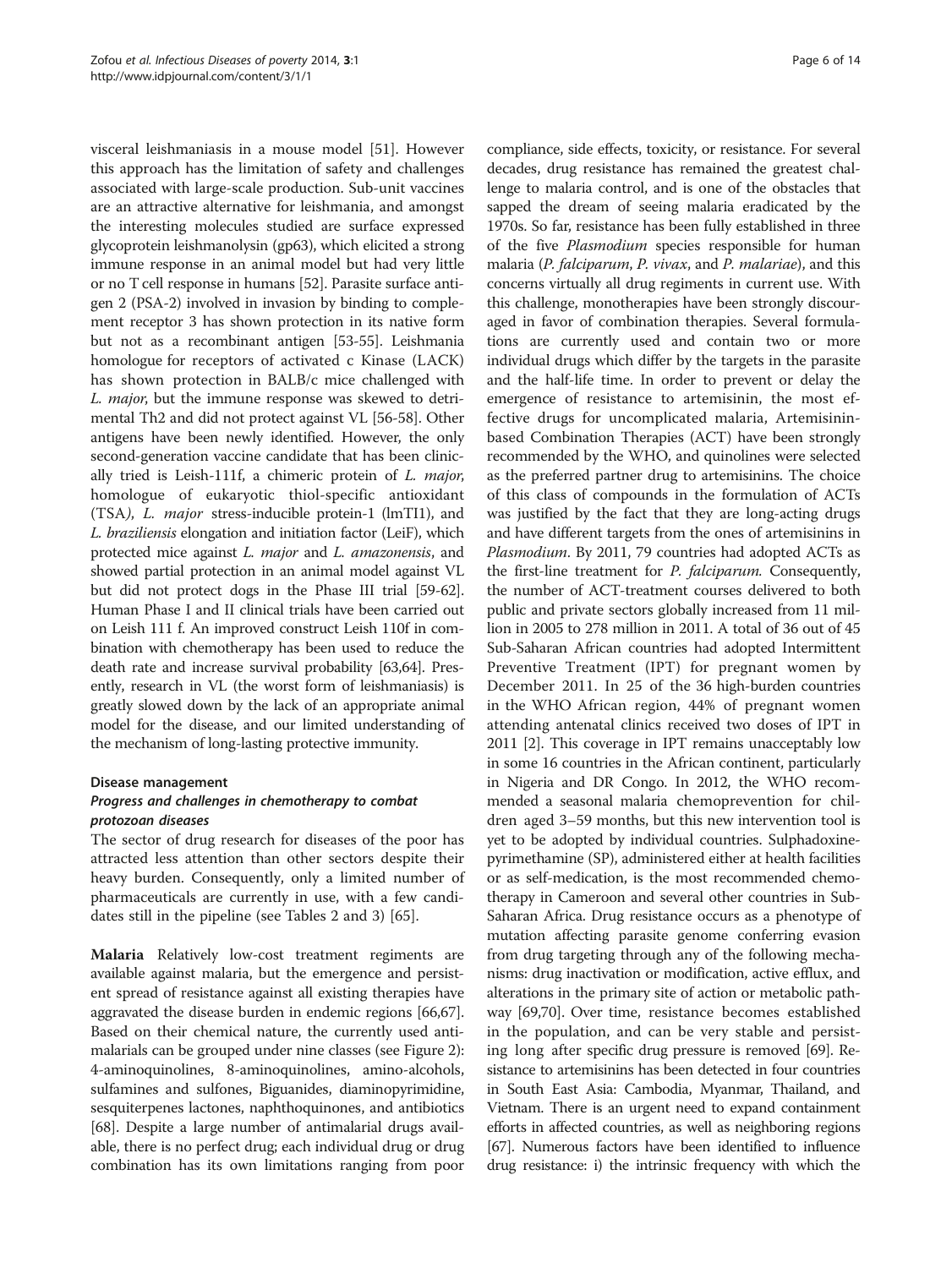visceral leishmaniasis in a mouse model [51]. However this approach has the limitation of safety and challenges associated with large-scale production. Sub-unit vaccines are an attractive alternative for leishmania, and amongst the interesting molecules studied are surface expressed glycoprotein leishmanolysin (gp63), which elicited a strong immune response in an animal model but had very little or no T cell response in humans [52]. Parasite surface antigen 2 (PSA-2) involved in invasion by binding to complement receptor 3 has shown protection in its native form but not as a recombinant antigen [53-55]. Leishmania homologue for receptors of activated c Kinase (LACK) has shown protection in BALB/c mice challenged with *L. major*, but the immune response was skewed to detrimental Th2 and did not protect against VL [56-58]. Other antigens have been newly identified. However, the only second-generation vaccine candidate that has been clinically tried is Leish-111f, a chimeric protein of *L. major*, homologue of eukaryotic thiol-specific antioxidant (TSA), *L. major* stress-inducible protein-1 (lmTI1), and *L. braziliensis* elongation and initiation factor (LeiF), which protected mice against *L. major* and *L. amazonensis*, and showed partial protection in an animal model against VL but did not protect dogs in the Phase III trial [59-62]. Human Phase I and II clinical trials have been carried out on Leish 111 f. An improved construct Leish 110f in combination with chemotherapy has been used to reduce the death rate and increase survival probability [63,64]. Presently, research in VL (the worst form of leishmaniasis) is greatly slowed down by the lack of an appropriate animal model for the disease, and our limited understanding of the mechanism of long-lasting protective immunity.

## Disease management

### *Progress and challenges in chemotherapy to combat protozoan diseases*

The sector of drug research for diseases of the poor has attracted less attention than other sectors despite their heavy burden. Consequently, only a limited number of pharmaceuticals are currently in use, with a few candidates still in the pipeline (see Tables 2 and 3) [65].

**Malaria** Relatively low-cost treatment regiments are available against malaria, but the emergence and persistent spread of resistance against all existing therapies have aggravated the disease burden in endemic regions [66,67]. Based on their chemical nature, the currently used antimalarials can be grouped under nine classes (see Figure 2): 4-aminoquinolines, 8-aminoquinolines, amino-alcohols, sulfamines and sulfones, Biguanides, diaminopyrimidine, sesquiterpenes lactones, naphthoquinones, and antibiotics [68]. Despite a large number of antimalarial drugs available, there is no perfect drug; each individual drug or drug combination has its own limitations ranging from poor compliance, side effects, toxicity, or resistance. For several decades, drug resistance has remained the greatest challenge to malaria control, and is one of the obstacles that sapped the dream of seeing malaria eradicated by the 1970s. So far, resistance has been fully established in three of the five *Plasmodium* species responsible for human malaria (*P. falciparum*, *P. vivax*, and *P. malariae*), and this concerns virtually all drug regiments in current use. With this challenge, monotherapies have been strongly discouraged in favor of combination therapies. Several formulations are currently used and contain two or more individual drugs which differ by the targets in the parasite and the half-life time. In order to prevent or delay the emergence of resistance to artemisinin, the most effective drugs for uncomplicated malaria, Artemisinin-based Combination Therapies (ACT) have been strongly recommended by the WHO, and quinolines were selected as the preferred partner drug to artemisinins. The choice of this class of compounds in the formulation of ACTs was justified by the fact that they are long-acting drugs and have different targets from the ones of artemisinins in *Plasmodium*. By 2011, 79 countries had adopted ACTs as the first-line treatment for *P. falciparum.* Consequently, the number of ACT-treatment courses delivered to both public and private sectors globally increased from 11 million in 2005 to 278 million in 2011. A total of 36 out of 45 Sub-Saharan African countries had adopted Intermittent Preventive Treatment (IPT) for pregnant women by December 2011. In 25 of the 36 high-burden countries in the WHO African region, 44% of pregnant women attending antenatal clinics received two doses of IPT in 2011 [2]. This coverage in IPT remains unacceptably low in some 16 countries in the African continent, particularly in Nigeria and DR Congo. In 2012, the WHO recommended a seasonal malaria chemoprevention for children aged 3–59 months, but this new intervention tool is yet to be adopted by individual countries. Sulphadoxine-pyrimethamine (SP), administered either at health facilities or as self-medication, is the most recommended chemotherapy in Cameroon and several other countries in Sub-Saharan Africa. Drug resistance occurs as a phenotype of mutation affecting parasite genome conferring evasion from drug targeting through any of the following mechanisms: drug inactivation or modification, active efflux, and alterations in the primary site of action or metabolic pathway [69,70]. Over time, resistance becomes established in the population, and can be very stable and persisting long after specific drug pressure is removed [69]. Resistance to artemisinins has been detected in four countries in South East Asia: Cambodia, Myanmar, Thailand, and Vietnam. There is an urgent need to expand containment efforts in affected countries, as well as neighboring regions [67]. Numerous factors have been identified to influence drug resistance: i) the intrinsic frequency with which the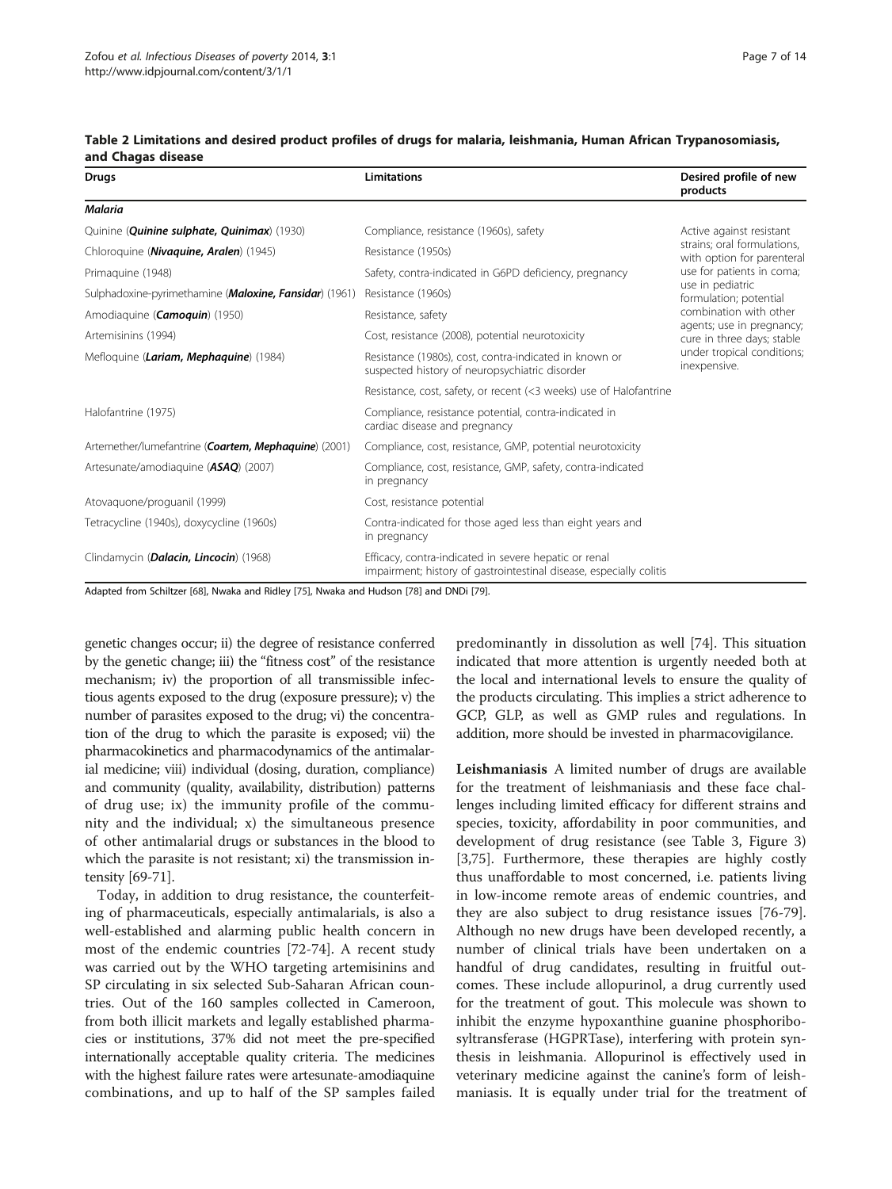**Table 2 Limitations and desired product profiles of drugs for malaria, leishmania, Human African Trypanosomiasis, and Chagas disease**

| Drugs | Limitations | Desired profile of new products |
|---|---|---|
| ***Malaria*** | | |
| Quinine (***Quinine sulphate, Quinimax***) (1930) | Compliance, resistance (1960s), safety | Active against resistant strains; oral formulations, with option for parenteral use for patients in coma; use in pediatric formulation; potential combination with other agents; use in pregnancy; cure in three days; stable under tropical conditions; inexpensive. |
| Chloroquine (***Nivaquine, Aralen***) (1945) | Resistance (1950s) | |
| Primaquine (1948) | Safety, contra-indicated in G6PD deficiency, pregnancy | |
| Sulphadoxine-pyrimethamine (***Maloxine, Fansidar***) (1961) | Resistance (1960s) | |
| Amodiaquine (***Camoquin***) (1950) | Resistance, safety | |
| Artemisinins (1994) | Cost, resistance (2008), potential neurotoxicity | |
| Mefloquine (***Lariam, Mephaquine***) (1984) | Resistance (1980s), cost, contra-indicated in known or suspected history of neuropsychiatric disorder | |
| | Resistance, cost, safety, or recent (<3 weeks) use of Halofantrine | |
| Halofantrine (1975) | Compliance, resistance potential, contra-indicated in cardiac disease and pregnancy | |
| Artemether/lumefantrine (***Coartem, Mephaquine***) (2001) | Compliance, cost, resistance, GMP, potential neurotoxicity | |
| Artesunate/amodiaquine (***ASAQ***) (2007) | Compliance, cost, resistance, GMP, safety, contra-indicated in pregnancy | |
| Atovaquone/proguanil (1999) | Cost, resistance potential | |
| Tetracycline (1940s), doxycycline (1960s) | Contra-indicated for those aged less than eight years and in pregnancy | |
| Clindamycin (***Dalacin, Lincocin***) (1968) | Efficacy, contra-indicated in severe hepatic or renal impairment; history of gastrointestinal disease, especially colitis | |

Adapted from Schiltzer [68], Nwaka and Ridley [75], Nwaka and Hudson [78] and DNDi [79].

genetic changes occur; ii) the degree of resistance conferred by the genetic change; iii) the "fitness cost" of the resistance mechanism; iv) the proportion of all transmissible infectious agents exposed to the drug (exposure pressure); v) the number of parasites exposed to the drug; vi) the concentration of the drug to which the parasite is exposed; vii) the pharmacokinetics and pharmacodynamics of the antimalarial medicine; viii) individual (dosing, duration, compliance) and community (quality, availability, distribution) patterns of drug use; ix) the immunity profile of the community and the individual; x) the simultaneous presence of other antimalarial drugs or substances in the blood to which the parasite is not resistant; xi) the transmission intensity [69-71].

Today, in addition to drug resistance, the counterfeiting of pharmaceuticals, especially antimalarials, is also a well-established and alarming public health concern in most of the endemic countries [72-74]. A recent study was carried out by the WHO targeting artemisinins and SP circulating in six selected Sub-Saharan African countries. Out of the 160 samples collected in Cameroon, from both illicit markets and legally established pharmacies or institutions, 37% did not meet the pre-specified internationally acceptable quality criteria. The medicines with the highest failure rates were artesunate-amodiaquine combinations, and up to half of the SP samples failed predominantly in dissolution as well [74]. This situation indicated that more attention is urgently needed both at the local and international levels to ensure the quality of the products circulating. This implies a strict adherence to GCP, GLP, as well as GMP rules and regulations. In addition, more should be invested in pharmacovigilance.

**Leishmaniasis** A limited number of drugs are available for the treatment of leishmaniases and these face challenges including limited efficacy for different strains and species, toxicity, affordability in poor communities, and development of drug resistance (see Table 3, Figure 3) [3,75]. Furthermore, these therapies are highly costly thus unaffordable to most concerned, i.e. patients living in low-income remote areas of endemic countries, and they are also subject to drug resistance issues [76-79]. Although no new drugs have been developed recently, a number of clinical trials have been undertaken on a handful of drug candidates, resulting in fruitful outcomes. These include allopurinol, a drug currently used for the treatment of gout. This molecule was shown to inhibit the enzyme hypoxanthine guanine phosphoribosyltransferase (HGPRTase), interfering with protein synthesis in leishmania. Allopurinol is effectively used in veterinary medicine against the canine's form of leishmaniasis. It is equally under trial for the treatment of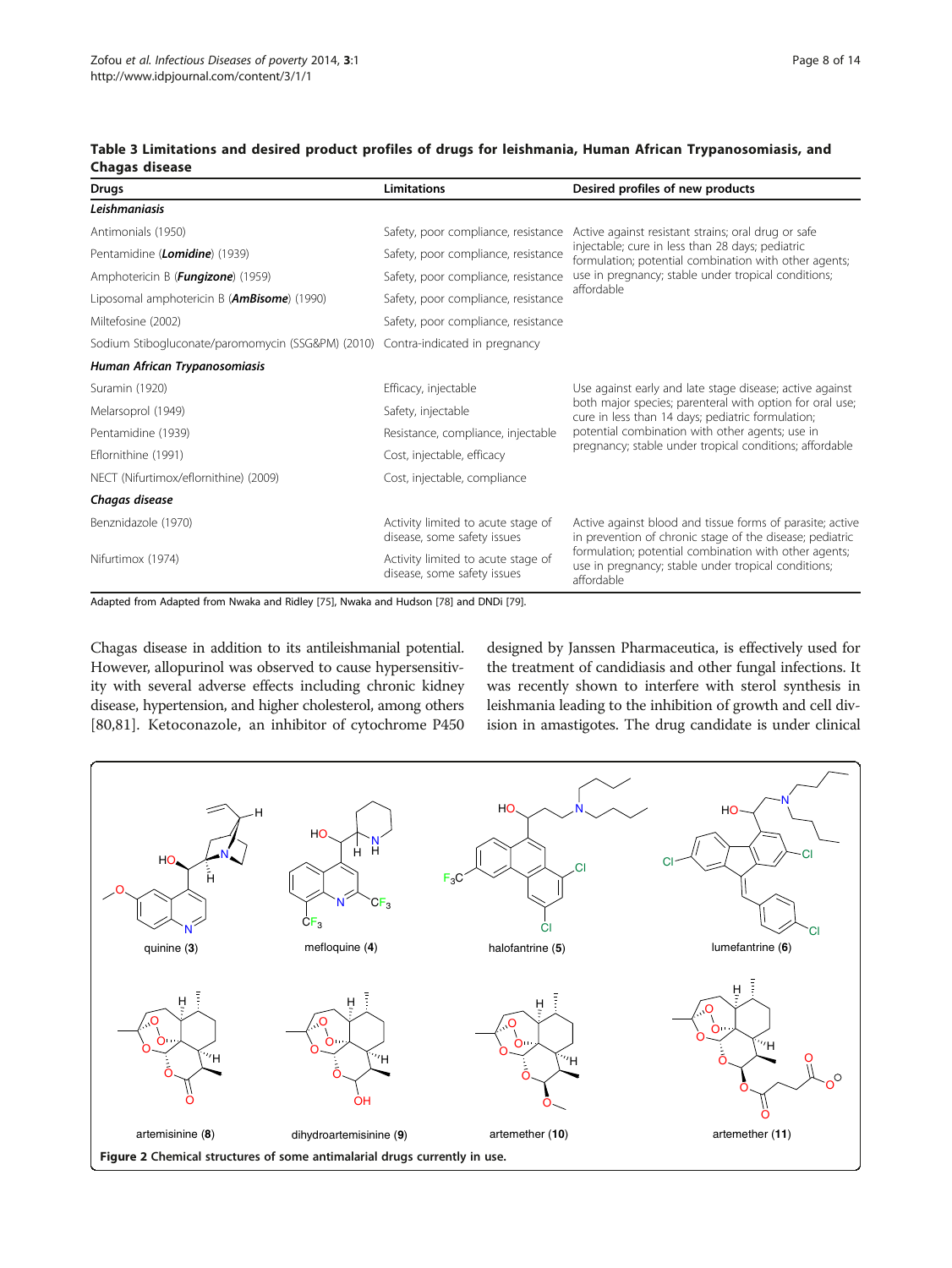**Table 3 Limitations and desired product profiles of drugs for leishmania, Human African Trypanosomiasis, and Chagas disease**

| Drugs | Limitations | Desired profiles of new products |
|---|---|---|
| ***Leishmaniasis*** | | |
| Antimonials (1950) | Safety, poor compliance, resistance | Active against resistant strains; oral drug or safe injectable; cure in less than 28 days; pediatric formulation; potential combination with other agents; use in pregnancy; stable under tropical conditions; affordable |
| Pentamidine (***Lomidine***) (1939) | Safety, poor compliance, resistance | |
| Amphotericin B (***Fungizone***) (1959) | Safety, poor compliance, resistance | |
| Liposomal amphotericin B (***AmBisome***) (1990) | Safety, poor compliance, resistance | |
| Miltefosine (2002) | Safety, poor compliance, resistance | |
| Sodium Stibogluconate/paromomycin (SSG&PM) (2010) | Contra-indicated in pregnancy | |
| ***Human African Trypanosomiasis*** | | |
| Suramin (1920) | Efficacy, injectable | Use against early and late stage disease; active against both major species; parenteral with option for oral use; cure in less than 14 days; pediatric formulation; potential combination with other agents; use in pregnancy; stable under tropical conditions; affordable |
| Melarsoprol (1949) | Safety, injectable | |
| Pentamidine (1939) | Resistance, compliance, injectable | |
| Eflornithine (1991) | Cost, injectable, efficacy | |
| NECT (Nifurtimox/eflornithine) (2009) | Cost, injectable, compliance | |
| ***Chagas disease*** | | |
| Benznidazole (1970) | Activity limited to acute stage of disease, some safety issues | Active against blood and tissue forms of parasite; active in prevention of chronic stage of the disease; pediatric formulation; potential combination with other agents; use in pregnancy; stable under tropical conditions; affordable |
| Nifurtimox (1974) | Activity limited to acute stage of disease, some safety issues | |

Adapted from Adapted from Nwaka and Ridley [75], Nwaka and Hudson [78] and DNDi [79].

Chagas disease in addition to its antileishmanial potential. However, allopurinol was observed to cause hypersensitivity with several adverse effects including chronic kidney disease, hypertension, and higher cholesterol, among others [80,81]. Ketoconazole, an inhibitor of cytochrome P450 designed by Janssen Pharmaceutica, is effectively used for the treatment of candidiasis and other fungal infections. It was recently shown to interfere with sterol synthesis in leishmania leading to the inhibition of growth and cell division in amastigotes. The drug candidate is under clinical

quinine (**3**) mefloquine (**4**) halofantrine (**5**) lumefantrine (**6**) artemisinine (**8**) dihydroartemisinine (**9**) artemether (**10**) artemether (**11**)

**Figure 2** Chemical structures of some antimalarial drugs currently in use.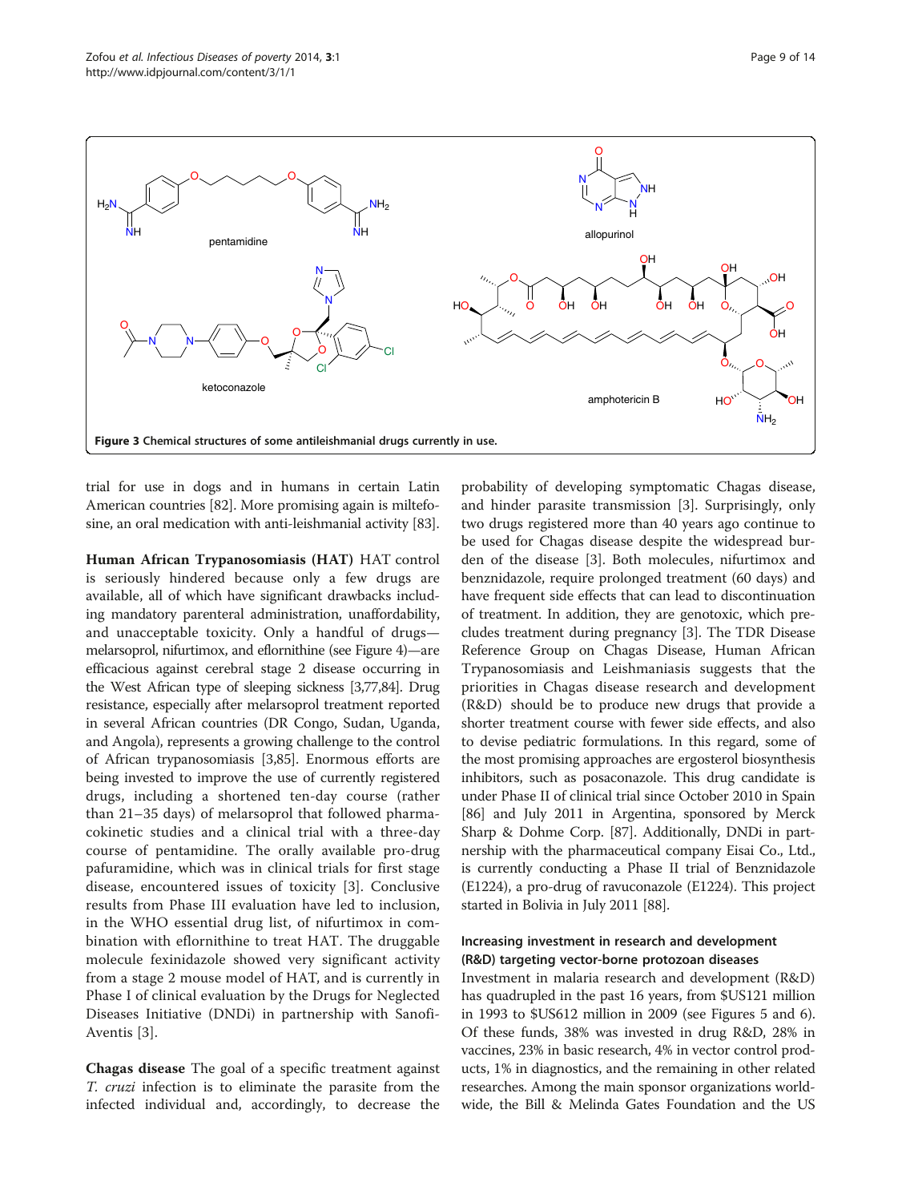Figure 3 Chemical structures of some antileishmanial drugs currently in use.

trial for use in dogs and in humans in certain Latin American countries [82]. More promising again is miltefosine, an oral medication with anti-leishmanial activity [83].

**Human African Trypanosomiasis (HAT)** HAT control is seriously hindered because only a few drugs are available, all of which have significant drawbacks including mandatory parenteral administration, unaffordability, and unacceptable toxicity. Only a handful of drugs—melarsoprol, nifurtimox, and eflornithine (see Figure 4)—are efficacious against cerebral stage 2 disease occurring in the West African type of sleeping sickness [3,77,84]. Drug resistance, especially after melarsoprol treatment reported in several African countries (DR Congo, Sudan, Uganda, and Angola), represents a growing challenge to the control of African trypanosomiasis [3,85]. Enormous efforts are being invested to improve the use of currently registered drugs, including a shortened ten-day course (rather than 21–35 days) of melarsoprol that followed pharmacokinetic studies and a clinical trial with a three-day course of pentamidine. The orally available pro-drug pafuramidine, which was in clinical trials for first stage disease, encountered issues of toxicity [3]. Conclusive results from Phase III evaluation have led to inclusion, in the WHO essential drug list, of nifurtimox in combination with eflornithine to treat HAT. The druggable molecule fexinidazole showed very significant activity from a stage 2 mouse model of HAT, and is currently in Phase I of clinical evaluation by the Drugs for Neglected Diseases Initiative (DNDi) in partnership with Sanofi-Aventis [3].

**Chagas disease** The goal of a specific treatment against *T. cruzi* infection is to eliminate the parasite from the infected individual and, accordingly, to decrease the probability of developing symptomatic Chagas disease, and hinder parasite transmission [3]. Surprisingly, only two drugs registered more than 40 years ago continue to be used for Chagas disease despite the widespread burden of the disease [3]. Both molecules, nifurtimox and benznidazole, require prolonged treatment (60 days) and have frequent side effects that can lead to discontinuation of treatment. In addition, they are genotoxic, which precludes treatment during pregnancy [3]. The TDR Disease Reference Group on Chagas Disease, Human African Trypanosomiasis and Leishmaniasis suggests that the priorities in Chagas disease research and development (R&D) should be to produce new drugs that provide a shorter treatment course with fewer side effects, and also to devise pediatric formulations. In this regard, some of the most promising approaches are ergosterol biosynthesis inhibitors, such as posaconazole. This drug candidate is under Phase II of clinical trial since October 2010 in Spain [86] and July 2011 in Argentina, sponsored by Merck Sharp & Dohme Corp. [87]. Additionally, DNDi in partnership with the pharmaceutical company Eisai Co., Ltd., is currently conducting a Phase II trial of Benznidazole (E1224), a pro-drug of ravuconazole (E1224). This project started in Bolivia in July 2011 [88].

### Increasing investment in research and development (R&D) targeting vector-borne protozoan diseases

Investment in malaria research and development (R&D) has quadrupled in the past 16 years, from $US121 million in 1993 to $US612 million in 2009 (see Figures 5 and 6). Of these funds, 38% was invested in drug R&D, 28% in vaccines, 23% in basic research, 4% in vector control products, 1% in diagnostics, and the remaining in other related researches. Among the main sponsor organizations worldwide, the Bill & Melinda Gates Foundation and the US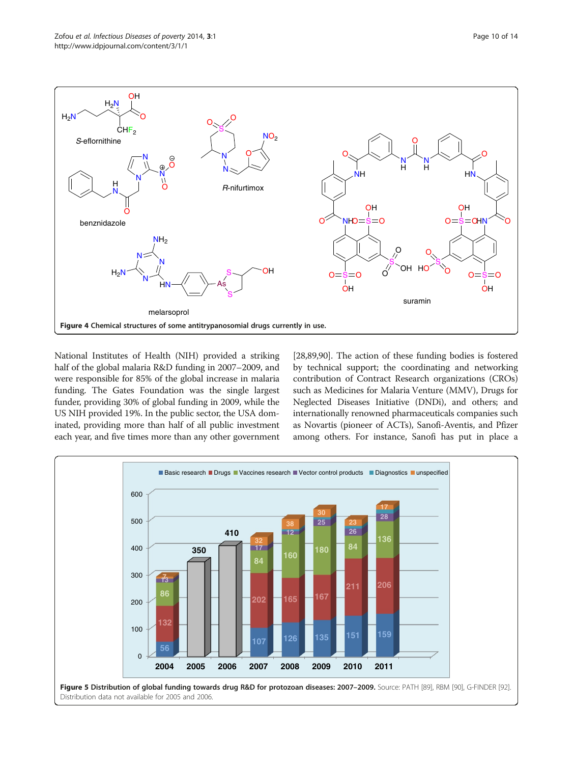Figure 4 Chemical structures of some antitrypanosomial drugs currently in use.

National Institutes of Health (NIH) provided a striking half of the global malaria R&D funding in 2007–2009, and were responsible for 85% of the global increase in malaria funding. The Gates Foundation was the single largest funder, providing 30% of global funding in 2009, while the US NIH provided 19%. In the public sector, the USA dominated, providing more than half of all public investment each year, and five times more than any other government [28,89,90]. The action of these funding bodies is fostered by technical support; the coordinating and networking contribution of Contract Research organizations (CROs) such as Medicines for Malaria Venture (MMV), Drugs for Neglected Diseases Initiative (DNDi), and others; and internationally renowned pharmaceuticals companies such as Novartis (pioneer of ACTs), Sanofi-Aventis, and Pfizer among others. For instance, Sanofi has put in place a

Figure 5 Distribution of global funding towards drug R&D for protozoan diseases: 2007–2009. Source: PATH [89], RBM [90], G-FINDER [92]. Distribution data not available for 2005 and 2006.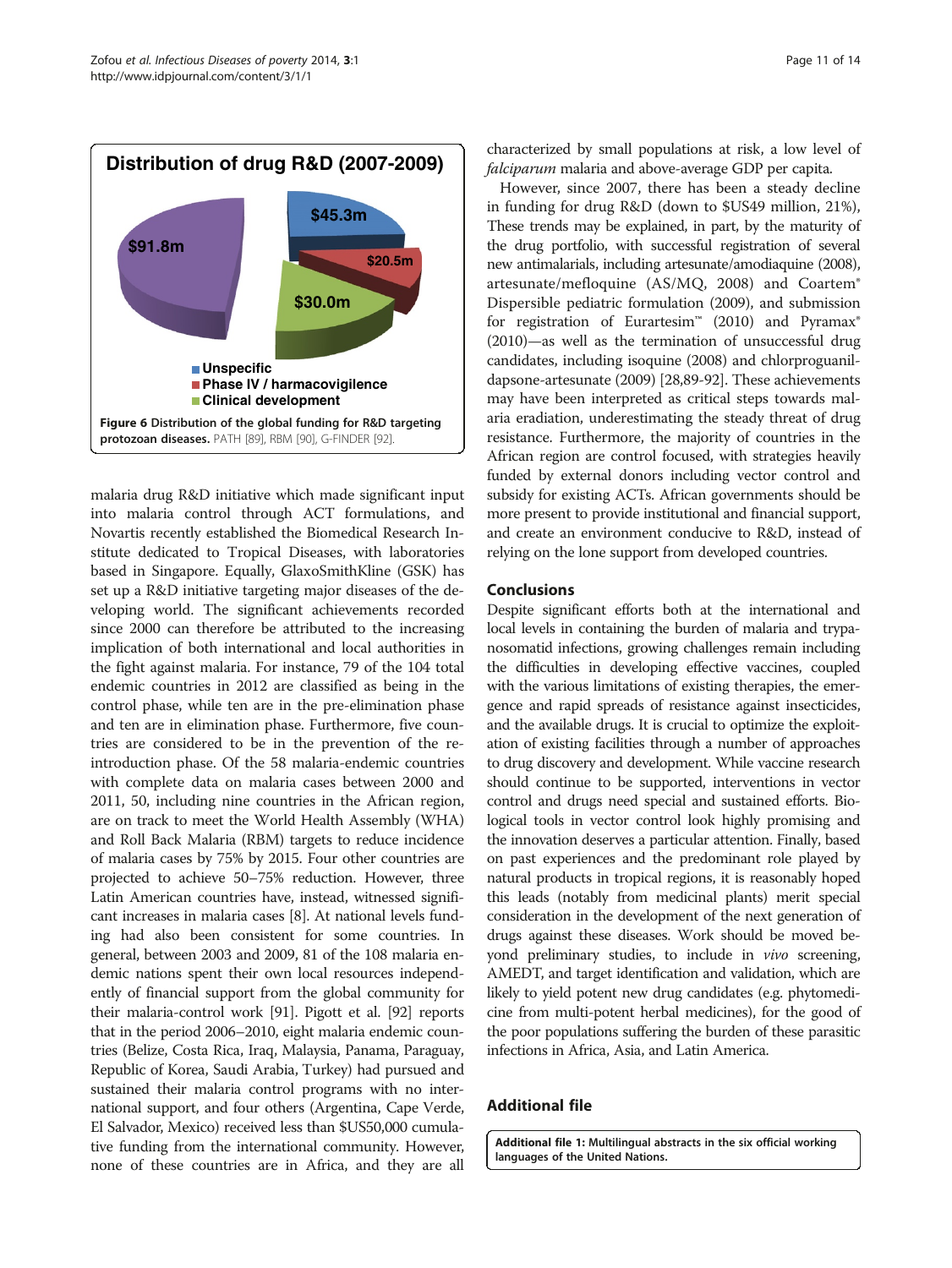**Distribution of drug R&D (2007-2009)**

- $45.3m
- $20.5m
- $30.0m
- $91.8m

- Unspecific
- Phase IV / harmacovigilence
- Clinical development

**Figure 6 Distribution of the global funding for R&D targeting protozoan diseases.** PATH [89], RBM [90], G-FINDER [92].

malaria drug R&D initiative which made significant input into malaria control through ACT formulations, and Novartis recently established the Biomedical Research Institute dedicated to Tropical Diseases, with laboratories based in Singapore. Equally, GlaxoSmithKline (GSK) has set up a R&D initiative targeting major diseases of the developing world. The significant achievements recorded since 2000 can therefore be attributed to the increasing implication of both international and local authorities in the fight against malaria. For instance, 79 of the 104 total endemic countries in 2012 are classified as being in the control phase, while ten are in the pre-elimination phase and ten are in elimination phase. Furthermore, five countries are considered to be in the prevention of the re-introduction phase. Of the 58 malaria-endemic countries with complete data on malaria cases between 2000 and 2011, 50, including nine countries in the African region, are on track to meet the World Health Assembly (WHA) and Roll Back Malaria (RBM) targets to reduce incidence of malaria cases by 75% by 2015. Four other countries are projected to achieve 50–75% reduction. However, three Latin American countries have, instead, witnessed significant increases in malaria cases [8]. At national levels funding had also been consistent for some countries. In general, between 2003 and 2009, 81 of the 108 malaria endemic nations spent their own local resources independently of financial support from the global community for their malaria-control work [91]. Pigott et al. [92] reports that in the period 2006–2010, eight malaria endemic countries (Belize, Costa Rica, Iraq, Malaysia, Panama, Paraguay, Republic of Korea, Saudi Arabia, Turkey) had pursued and sustained their malaria control programs with no international support, and four others (Argentina, Cape Verde, El Salvador, Mexico) received less than $US50,000 cumulative funding from the international community. However, none of these countries are in Africa, and they are all characterized by small populations at risk, a low level of *falciparum* malaria and above-average GDP per capita.

However, since 2007, there has been a steady decline in funding for drug R&D (down to $US49 million, 21%), These trends may be explained, in part, by the maturity of the drug portfolio, with successful registration of several new antimalarials, including artesunate/amodiaquine (2008), artesunate/mefloquine (AS/MQ, 2008) and Coartem® Dispersible pediatric formulation (2009), and submission for registration of Eurartesim™ (2010) and Pyramax® (2010)—as well as the termination of unsuccessful drug candidates, including isoquine (2008) and chlorproguanil-dapsone-artesunate (2009) [28,89-92]. These achievements may have been interpreted as critical steps towards malaria eradiation, underestimating the steady threat of drug resistance. Furthermore, the majority of countries in the African region are control focused, with strategies heavily funded by external donors including vector control and subsidy for existing ACTs. African governments should be more present to provide institutional and financial support, and create an environment conducive to R&D, instead of relying on the lone support from developed countries.

## Conclusions

Despite significant efforts both at the international and local levels in containing the burden of malaria and trypanosomatid infections, growing challenges remain including the difficulties in developing effective vaccines, coupled with the various limitations of existing therapies, the emergence and rapid spreads of resistance against insecticides, and the available drugs. It is crucial to optimize the exploitation of existing facilities through a number of approaches to drug discovery and development. While vaccine research should continue to be supported, interventions in vector control and drugs need special and sustained efforts. Biological tools in vector control look highly promising and the innovation deserves a particular attention. Finally, based on past experiences and the predominant role played by natural products in tropical regions, it is reasonably hoped this leads (notably from medicinal plants) merit special consideration in the development of the next generation of drugs against these diseases. Work should be moved beyond preliminary studies, to include in *vivo* screening, AMEDT, and target identification and validation, which are likely to yield potent new drug candidates (e.g. phytomedicine from multi-potent herbal medicines), for the good of the poor populations suffering the burden of these parasitic infections in Africa, Asia, and Latin America.

## Additional file

**Additional file 1:** Multilingual abstracts in the six official working languages of the United Nations.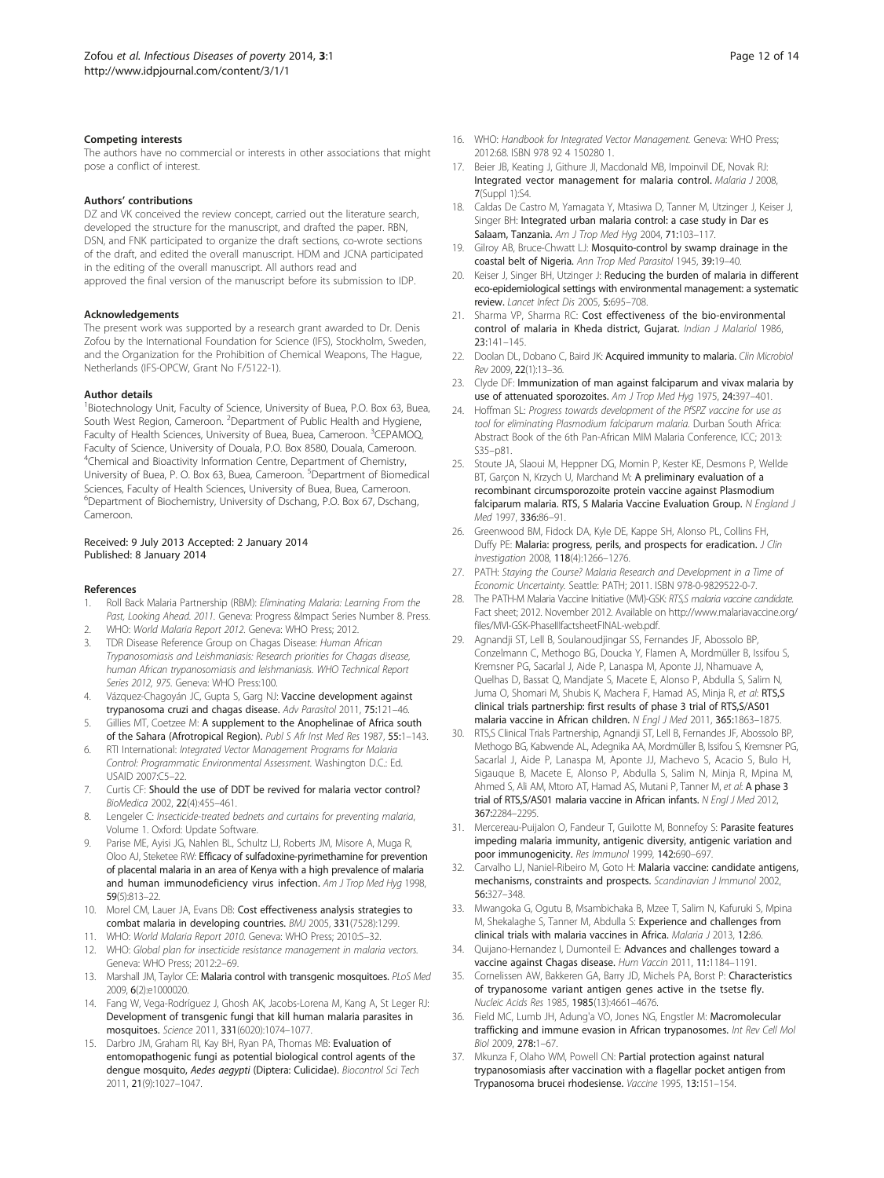### Competing interests

The authors have no commercial or interests in other associations that might pose a conflict of interest.

### Authors' contributions

DZ and VK conceived the review concept, carried out the literature search, developed the structure for the manuscript, and drafted the paper. RBN, DSN, and FNK participated to organize the draft sections, co-wrote sections of the draft, and edited the overall manuscript. HDM and JCNA participated in the editing of the overall manuscript. All authors read and approved the final version of the manuscript before its submission to IDP.

### Acknowledgements

The present work was supported by a research grant awarded to Dr. Denis Zofou by the International Foundation for Science (IFS), Stockholm, Sweden, and the Organization for the Prohibition of Chemical Weapons, The Hague, Netherlands (IFS-OPCW, Grant No F/5122-1).

### Author details

[1]Biotechnology Unit, Faculty of Science, University of Buea, P.O. Box 63, Buea, South West Region, Cameroon. [2]Department of Public Health and Hygiene, Faculty of Health Sciences, University of Buea, Buea, Cameroon. [3]CEPAMOQ, Faculty of Science, University of Douala, P.O. Box 8580, Douala, Cameroon. [4]Chemical and Bioactivity Information Centre, Department of Chemistry, University of Buea, P. O. Box 63, Buea, Cameroon. [5]Department of Biomedical Sciences, Faculty of Health Sciences, University of Buea, Buea, Cameroon. [6]Department of Biochemistry, University of Dschang, P.O. Box 67, Dschang, Cameroon.

Received: 9 July 2013 Accepted: 2 January 2014
Published: 8 January 2014

### References

1. Roll Back Malaria Partnership (RBM): *Eliminating Malaria: Learning From the Past, Looking Ahead. 2011.* Geneva: Progress &Impact Series Number 8. Press.
2. WHO: *World Malaria Report 2012.* Geneva: WHO Press; 2012.
3. TDR Disease Reference Group on Chagas Disease: *Human African Trypanosomiasis and Leishmaniasis: Research priorities for Chagas disease, human African trypanosomiasis and leishmaniasis. WHO Technical Report Series 2012, 975.* Geneva: WHO Press:100.
4. Vázquez-Chagoyán JC, Gupta S, Garg NJ: **Vaccine development against trypanosoma cruzi and chagas disease.** *Adv Parasitol* 2011, **75:**121–46.
5. Gillies MT, Coetzee M: **A supplement to the Anophelinae of Africa south of the Sahara (Afrotropical Region).** *Publ S Afr Inst Med Res* 1987, **55:**1–143.
6. RTI International: *Integrated Vector Management Programs for Malaria Control: Programmatic Environmental Assessment.* Washington D.C.: Ed. USAID 2007:C5–22.
7. Curtis CF: **Should the use of DDT be revived for malaria vector control?** *BioMedica* 2002, **22**(4):455–461.
8. Lengeler C: *Insecticide-treated bednets and curtains for preventing malaria*, Volume 1. Oxford: Update Software.
9. Parise ME, Ayisi JG, Nahlen BL, Schultz LJ, Roberts JM, Misore A, Muga R, Oloo AJ, Steketee RW: **Efficacy of sulfadoxine-pyrimethamine for prevention of placental malaria in an area of Kenya with a high prevalence of malaria and human immunodeficiency virus infection.** *Am J Trop Med Hyg* 1998, **59**(5):813–22.
10. Morel CM, Lauer JA, Evans DB: **Cost effectiveness analysis strategies to combat malaria in developing countries.** *BMJ* 2005, **331**(7528):1299.
11. WHO: *World Malaria Report 2010.* Geneva: WHO Press; 2010:5–32.
12. WHO: *Global plan for insecticide resistance management in malaria vectors.* Geneva: WHO Press; 2012:2–69.
13. Marshall JM, Taylor CE: **Malaria control with transgenic mosquitoes.** *PLoS Med* 2009, **6**(2):e1000020.
14. Fang W, Vega-Rodríguez J, Ghosh AK, Jacobs-Lorena M, Kang A, St Leger RJ: **Development of transgenic fungi that kill human malaria parasites in mosquitoes.** *Science* 2011, **331**(6020):1074–1077.
15. Darbro JM, Graham RI, Kay BH, Ryan PA, Thomas MB: **Evaluation of entomopathogenic fungi as potential biological control agents of the dengue mosquito,** ***Aedes aegypti*** **(Diptera: Culicidae).** *Biocontrol Sci Tech* 2011, **21**(9):1027–1047.
16. WHO: *Handbook for Integrated Vector Management.* Geneva: WHO Press; 2012:68. ISBN 978 92 4 150280 1.
17. Beier JB, Keating J, Githure JI, Macdonald MB, Impoinvil DE, Novak RJ: **Integrated vector management for malaria control.** *Malaria J* 2008, **7**(Suppl 1):S4.
18. Caldas De Castro M, Yamagata Y, Mtasiwa D, Tanner M, Utzinger J, Keiser J, Singer BH: **Integrated urban malaria control: a case study in Dar es Salaam, Tanzania.** *Am J Trop Med Hyg* 2004, **71:**103–117.
19. Gilroy AB, Bruce-Chwatt LJ: **Mosquito-control by swamp drainage in the coastal belt of Nigeria.** *Ann Trop Med Parasitol* 1945, **39:**19–40.
20. Keiser J, Singer BH, Utzinger J: **Reducing the burden of malaria in different eco-epidemiological settings with environmental management: a systematic review.** *Lancet Infect Dis* 2005, **5:**695–708.
21. Sharma VP, Sharma RC: **Cost effectiveness of the bio-environmental control of malaria in Kheda district, Gujarat.** *Indian J Malariol* 1986, **23:**141–145.
22. Doolan DL, Dobano C, Baird JK: **Acquired immunity to malaria.** *Clin Microbiol Rev* 2009, **22**(1):13–36.
23. Clyde DF: **Immunization of man against falciparum and vivax malaria by use of attenuated sporozoites.** *Am J Trop Med Hyg* 1975, **24:**397–401.
24. Hoffman SL: *Progress towards development of the PfSPZ vaccine for use as tool for eliminating Plasmodium falciparum malaria.* Durban South Africa: Abstract Book of the 6th Pan-African MIM Malaria Conference, ICC; 2013: S35–p81.
25. Stoute JA, Slaoui M, Heppner DG, Momin P, Kester KE, Desmons P, Wellde BT, Garçon N, Krzych U, Marchand M: **A preliminary evaluation of a recombinant circumsporozoite protein vaccine against Plasmodium falciparum malaria. RTS, S Malaria Vaccine Evaluation Group.** *N England J Med* 1997, **336:**86–91.
26. Greenwood BM, Fidock DA, Kyle DE, Kappe SH, Alonso PL, Collins FH, Duffy PE: **Malaria: progress, perils, and prospects for eradication.** *J Clin Investigation* 2008, **118**(4):1266–1276.
27. PATH: *Staying the Course? Malaria Research and Development in a Time of Economic Uncertainty.* Seattle: PATH; 2011. ISBN 978-0-9829522-0-7.
28. The PATH-M Malaria Vaccine Initiative (MVI)-GSK: *RTS,S malaria vaccine candidate.* Fact sheet; 2012. November 2012. Available on http://www.malariavaccine.org/files/MVI-GSK-PhaseIIIfactsheetFINAL-web.pdf.
29. Agnandji ST, Lell B, Soulanoudjingar SS, Fernandes JF, Abossolo BP, Conzelmann C, Methogo BG, Doucka Y, Flamen A, Mordmüller B, Issifou S, Kremsner PG, Sacarlal J, Aide P, Lanaspa M, Aponte JJ, Nhamuave A, Quelhas D, Bassat Q, Mandjate S, Macete E, Alonso P, Abdulla S, Salim N, Juma O, Shomari M, Shubis K, Machera F, Hamad AS, Minja R, *et al*: **RTS,S clinical trials partnership: first results of phase 3 trial of RTS,S/AS01 malaria vaccine in African children.** *N Engl J Med* 2011, **365:**1863–1875.
30. RTS,S Clinical Trials Partnership, Agnandji ST, Lell B, Fernandes JF, Abossolo BP, Methogo BG, Kabwende AL, Adegnika AA, Mordmüller B, Issifou S, Kremsner PG, Sacarlal J, Aide P, Lanaspa M, Aponte JJ, Machevo S, Acacio S, Bulo H, Sigauque B, Macete E, Alonso P, Abdulla S, Salim N, Minja R, Mpina M, Ahmed S, Ali AM, Mtoro AT, Hamad AS, Mutani P, Tanner M, *et al*: **A phase 3 trial of RTS,S/AS01 malaria vaccine in African infants.** *N Engl J Med* 2012, **367:**2284–2295.
31. Mercereau-Puijalon O, Fandeur T, Guilotte M, Bonnefoy S: **Parasite features impeding malaria immunity, antigenic diversity, antigenic variation and poor immunogenicity.** *Res Immunol* 1999, **142:**690–697.
32. Carvalho LJ, Naniel-Ribeiro M, Goto H: **Malaria vaccine: candidate antigens, mechanisms, constraints and prospects.** *Scandinavian J Immunol* 2002, **56:**327–348.
33. Mwangoka G, Ogutu B, Msambichaka B, Mzee T, Salim N, Kafuruki S, Mpina M, Shekalaghe S, Tanner M, Abdulla S: **Experience and challenges from clinical trials with malaria vaccines in Africa.** *Malaria J* 2013, **12:**86.
34. Quijano-Hernandez I, Dumonteil E: **Advances and challenges toward a vaccine against Chagas disease.** *Hum Vaccin* 2011, **11:**1184–1191.
35. Cornelissen AW, Bakkeren GA, Barry JD, Michels PA, Borst P: **Characteristics of trypanosome variant antigen genes active in the tsetse fly.** *Nucleic Acids Res* 1985, **1985**(13):4661–4676.
36. Field MC, Lumb JH, Adung'a VO, Jones NG, Engstler M: **Macromolecular trafficking and immune evasion in African trypanosomes.** *Int Rev Cell Mol Biol* 2009, **278:**1–67.
37. Mkunza F, Olaho WM, Powell CN: **Partial protection against natural trypanosomiasis after vaccination with a flagellar pocket antigen from Trypanosoma brucei rhodesiense.** *Vaccine* 1995, **13:**151–154.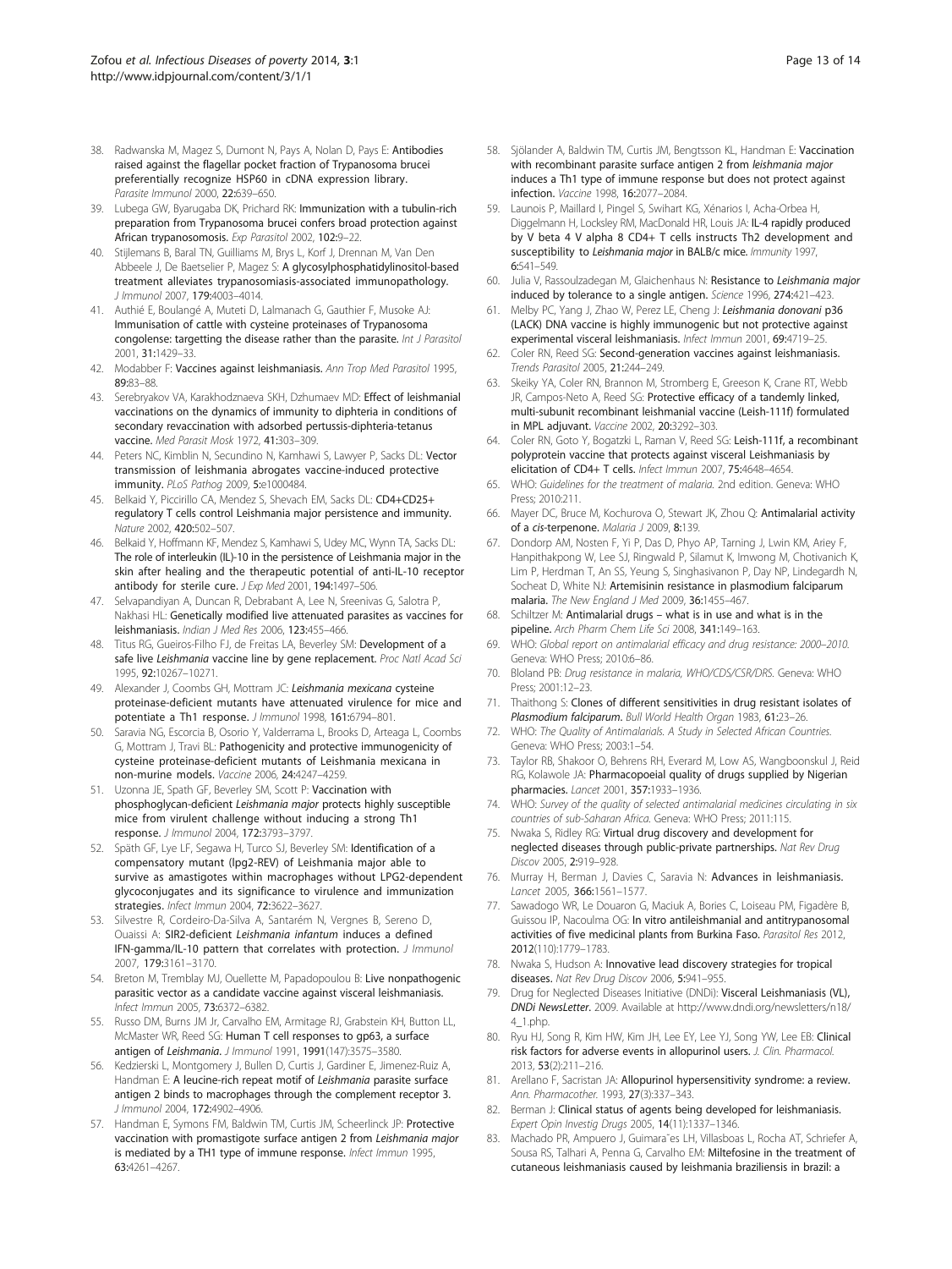38. Radwanska M, Magez S, Dumont N, Pays A, Nolan D, Pays E: **Antibodies raised against the flagellar pocket fraction of Trypanosoma brucei preferentially recognize HSP60 in cDNA expression library.** *Parasite Immunol* 2000, **22:**639–650.
39. Lubega GW, Byarugaba DK, Prichard RK: **Immunization with a tubulin-rich preparation from Trypanosoma brucei confers broad protection against African trypanosomosis.** *Exp Parasitol* 2002, **102:**9–22.
40. Stijlemans B, Baral TN, Guilliams M, Brys L, Korf J, Drennan M, Van Den Abbeele J, De Baetselier P, Magez S: **A glycosylphosphatidylinositol-based treatment alleviates trypanosomiasis-associated immunopathology.** *J Immunol* 2007, **179:**4003–4014.
41. Authié E, Boulangé A, Muteti D, Lalmanach G, Gauthier F, Musoke AJ: **Immunisation of cattle with cysteine proteinases of Trypanosoma congolense: targetting the disease rather than the parasite.** *Int J Parasitol* 2001, **31:**1429–33.
42. Modabber F: **Vaccines against leishmaniasis.** *Ann Trop Med Parasitol* 1995, **89:**83–88.
43. Serebryakov VA, Karakhodznaeva SKH, Dzhumaev MD: **Effect of leishmanial vaccinations on the dynamics of immunity to diphteria in conditions of secondary revaccination with adsorbed pertussis-diphteria-tetanus vaccine.** *Med Parasit Mosk* 1972, **41:**303–309.
44. Peters NC, Kimblin N, Secundino N, Kamhawi S, Lawyer P, Sacks DL: **Vector transmission of leishmania abrogates vaccine-induced protective immunity.** *PLoS Pathog* 2009, **5:**e1000484.
45. Belkaid Y, Piccirillo CA, Mendez S, Shevach EM, Sacks DL: **CD4+CD25+ regulatory T cells control Leishmania major persistence and immunity.** *Nature* 2002, **420:**502–507.
46. Belkaid Y, Hoffmann KF, Mendez S, Kamhawi S, Udey MC, Wynn TA, Sacks DL: **The role of interleukin (IL)-10 in the persistence of Leishmania major in the skin after healing and the therapeutic potential of anti-IL-10 receptor antibody for sterile cure.** *J Exp Med* 2001, **194:**1497–506.
47. Selvapandiyan A, Duncan R, Debrabant A, Lee N, Sreenivas G, Salotra P, Nakhasi HL: **Genetically modified live attenuated parasites as vaccines for leishmaniasis.** *Indian J Med Res* 2006, **123:**455–466.
48. Titus RG, Gueiros-Filho FJ, de Freitas LA, Beverley SM: **Development of a safe live *Leishmania* vaccine line by gene replacement.** *Proc Natl Acad Sci* 1995, **92:**10267–10271.
49. Alexander J, Coombs GH, Mottram JC: ***Leishmania mexicana* cysteine proteinase-deficient mutants have attenuated virulence for mice and potentiate a Th1 response.** *J Immunol* 1998, **161:**6794–801.
50. Saravia NG, Escorcia B, Osorio Y, Valderrama L, Brooks D, Arteaga L, Coombs G, Mottram J, Travi BL: **Pathogenicity and protective immunogenicity of cysteine proteinase-deficient mutants of Leishmania mexicana in non-murine models.** *Vaccine* 2006, **24:**4247–4259.
51. Uzonna JE, Spath GF, Beverley SM, Scott P: **Vaccination with phosphoglycan-deficient *Leishmania major* protects highly susceptible mice from virulent challenge without inducing a strong Th1 response.** *J Immunol* 2004, **172:**3793–3797.
52. Späth GF, Lye LF, Segawa H, Turco SJ, Beverley SM: **Identification of a compensatory mutant (lpg2-REV) of Leishmania major able to survive as amastigotes within macrophages without LPG2-dependent glycoconjugates and its significance to virulence and immunization strategies.** *Infect Immun* 2004, **72:**3622–3627.
53. Silvestre R, Cordeiro-Da-Silva A, Santarém N, Vergnes B, Sereno D, Ouaissi A: **SIR2-deficient *Leishmania infantum* induces a defined IFN-gamma/IL-10 pattern that correlates with protection.** *J Immunol* 2007, **179:**3161–3170.
54. Breton M, Tremblay MJ, Ouellette M, Papadopoulou B: **Live nonpathogenic parasitic vector as a candidate vaccine against visceral leishmaniasis.** *Infect Immun* 2005, **73:**6372–6382.
55. Russo DM, Burns JM Jr, Carvalho EM, Armitage RJ, Grabstein KH, Button LL, McMaster WR, Reed SG: **Human T cell responses to gp63, a surface antigen of *Leishmania*.** *J Immunol* 1991, **1991**(147):3575–3580.
56. Kedzierski L, Montgomery J, Bullen D, Curtis J, Gardiner E, Jimenez-Ruiz A, Handman E: **A leucine-rich repeat motif of *Leishmania* parasite surface antigen 2 binds to macrophages through the complement receptor 3.** *J Immunol* 2004, **172:**4902–4906.
57. Handman E, Symons FM, Baldwin TM, Curtis JM, Scheerlinck JP: **Protective vaccination with promastigote surface antigen 2 from *Leishmania major* is mediated by a TH1 type of immune response.** *Infect Immun* 1995, **63:**4261–4267.
58. Sjölander A, Baldwin TM, Curtis JM, Bengtsson KL, Handman E: **Vaccination with recombinant parasite surface antigen 2 from *leishmania major* induces a Th1 type of immune response but does not protect against infection.** *Vaccine* 1998, **16:**2077–2084.
59. Launois P, Maillard I, Pingel S, Swihart KG, Xénarios I, Acha-Orbea H, Diggelmann H, Locksley RM, MacDonald HR, Louis JA: **IL-4 rapidly produced by V beta 4 V alpha 8 CD4+ T cells instructs Th2 development and susceptibility to *Leishmania major* in BALB/c mice.** *Immunity* 1997, **6:**541–549.
60. Julia V, Rassoulzadegan M, Glaichenhaus N: **Resistance to *Leishmania major* induced by tolerance to a single antigen.** *Science* 1996, **274:**421–423.
61. Melby PC, Yang J, Zhao W, Perez LE, Cheng J: ***Leishmania donovani* p36 (LACK) DNA vaccine is highly immunogenic but not protective against experimental visceral leishmaniasis.** *Infect Immun* 2001, **69:**4719–25.
62. Coler RN, Reed SG: **Second-generation vaccines against leishmaniasis.** *Trends Parasitol* 2005, **21:**244–249.
63. Skeiky YA, Coler RN, Brannon M, Stromberg E, Greeson K, Crane RT, Webb JR, Campos-Neto A, Reed SG: **Protective efficacy of a tandemly linked, multi-subunit recombinant leishmanial vaccine (Leish-111f) formulated in MPL adjuvant.** *Vaccine* 2002, **20:**3292–303.
64. Coler RN, Goto Y, Bogatzki L, Raman V, Reed SG: **Leish-111f, a recombinant polyprotein vaccine that protects against visceral Leishmaniasis by elicitation of CD4+ T cells.** *Infect Immun* 2007, **75:**4648–4654.
65. WHO: *Guidelines for the treatment of malaria.* 2nd edition. Geneva: WHO Press; 2010:211.
66. Mayer DC, Bruce M, Kochurova O, Stewart JK, Zhou Q: **Antimalarial activity of a *cis*-terpenone.** *Malaria J* 2009, **8:**139.
67. Dondorp AM, Nosten F, Yi P, Das D, Phyo AP, Tarning J, Lwin KM, Ariey F, Hanpithakpong W, Lee SJ, Ringwald P, Silamut K, Imwong M, Chotivanich K, Lim P, Herdman T, An SS, Yeung S, Singhasivanon P, Day NP, Lindegardh N, Socheat D, White NJ: **Artemisinin resistance in plasmodium falciparum malaria.** *The New England J Med* 2009, **36:**1455–467.
68. Schiltzer M: **Antimalarial drugs – what is in use and what is in the pipeline.** *Arch Pharm Chem Life Sci* 2008, **341:**149–163.
69. WHO: *Global report on antimalarial efficacy and drug resistance: 2000–2010.* Geneva: WHO Press; 2010:6–86.
70. Bloland PB: *Drug resistance in malaria, WHO/CDS/CSR/DRS.* Geneva: WHO Press; 2001:12–23.
71. Thaithong S: **Clones of different sensitivities in drug resistant isolates of *Plasmodium falciparum*.** *Bull World Health Organ* 1983, **61:**23–26.
72. WHO: *The Quality of Antimalarials. A Study in Selected African Countries.* Geneva: WHO Press; 2003:1–54.
73. Taylor RB, Shakoor O, Behrens RH, Everard M, Low AS, Wangboonskul J, Reid RG, Kolawole JA: **Pharmacopoeial quality of drugs supplied by Nigerian pharmacies.** *Lancet* 2001, **357:**1933–1936.
74. WHO: *Survey of the quality of selected antimalarial medicines circulating in six countries of sub-Saharan Africa.* Geneva: WHO Press; 2011:115.
75. Nwaka S, Ridley RG: **Virtual drug discovery and development for neglected diseases through public-private partnerships.** *Nat Rev Drug Discov* 2005, **2:**919–928.
76. Murray H, Berman J, Davies C, Saravia N: **Advances in leishmaniasis.** *Lancet* 2005, **366:**1561–1577.
77. Sawadogo WR, Le Douaron G, Maciuk A, Bories C, Loiseau PM, Figadère B, Guissou IP, Nacoulma OG: **In vitro antileishmanial and antitrypanosomal activities of five medicinal plants from Burkina Faso.** *Parasitol Res* 2012, **2012**(110):1779–1783.
78. Nwaka S, Hudson A: **Innovative lead discovery strategies for tropical diseases.** *Nat Rev Drug Discov* 2006, **5:**941–955.
79. Drug for Neglected Diseases Initiative (DNDi): **Visceral Leishmaniasis (VL), *DNDi NewsLetter*.** 2009. Available at http://www.dndi.org/newsletters/n18/4_1.php.
80. Ryu HJ, Song R, Kim HW, Kim JH, Lee EY, Lee YJ, Song YW, Lee EB: **Clinical risk factors for adverse events in allopurinol users.** *J. Clin. Pharmacol.* 2013, **53**(2):211–216.
81. Arellano F, Sacristan JA: **Allopurinol hypersensitivity syndrome: a review.** *Ann. Pharmacother.* 1993, **27**(3):337–343.
82. Berman J: **Clinical status of agents being developed for leishmaniasis.** *Expert Opin Investig Drugs* 2005, **14**(11):1337–1346.
83. Machado PR, Ampuero J, Guimara˜es LH, Villasboas L, Rocha AT, Schriefer A, Sousa RS, Talhari A, Penna G, Carvalho EM: **Miltefosine in the treatment of cutaneous leishmaniasis caused by leishmania braziliensis in brazil: a**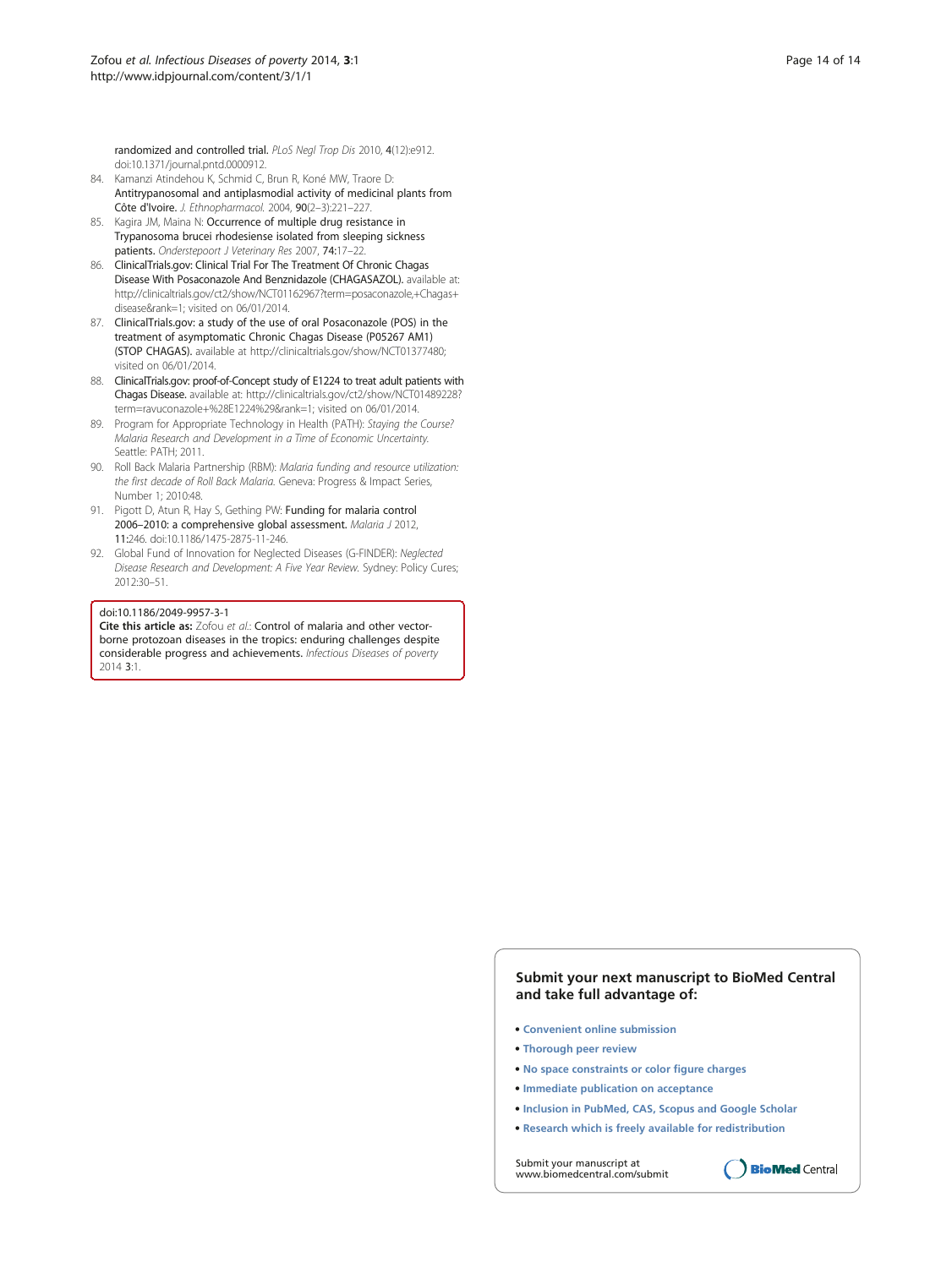randomized and controlled trial. *PLoS Negl Trop Dis* 2010, **4**(12):e912. doi:10.1371/journal.pntd.0000912.

84. Kamanzi Atindehou K, Schmid C, Brun R, Koné MW, Traore D: **Antitrypanosomal and antiplasmodial activity of medicinal plants from Côte d'Ivoire.** *J. Ethnopharmacol.* 2004, **90**(2–3):221–227.
85. Kagira JM, Maina N: **Occurrence of multiple drug resistance in Trypanosoma brucei rhodesiense isolated from sleeping sickness patients.** *Onderstepoort J Veterinary Res* 2007, **74**:17–22.
86. **ClinicalTrials.gov: Clinical Trial For The Treatment Of Chronic Chagas Disease With Posaconazole And Benznidazole (CHAGASAZOL).** available at: http://clinicaltrials.gov/ct2/show/NCT01162967?term=posaconazole,+Chagas+disease&rank=1; visited on 06/01/2014.
87. **ClinicalTrials.gov: a study of the use of oral Posaconazole (POS) in the treatment of asymptomatic Chronic Chagas Disease (P05267 AM1) (STOP CHAGAS).** available at http://clinicaltrials.gov/show/NCT01377480; visited on 06/01/2014.
88. **ClinicalTrials.gov: proof-of-Concept study of E1224 to treat adult patients with Chagas Disease.** available at: http://clinicaltrials.gov/ct2/show/NCT01489228?term=ravuconazole+%28E1224%29&rank=1; visited on 06/01/2014.
89. Program for Appropriate Technology in Health (PATH): *Staying the Course? Malaria Research and Development in a Time of Economic Uncertainty.* Seattle: PATH; 2011.
90. Roll Back Malaria Partnership (RBM): *Malaria funding and resource utilization: the first decade of Roll Back Malaria.* Geneva: Progress & Impact Series, Number 1; 2010:48.
91. Pigott D, Atun R, Hay S, Gething PW: **Funding for malaria control 2006–2010: a comprehensive global assessment.** *Malaria J* 2012, **11**:246. doi:10.1186/1475-2875-11-246.
92. Global Fund of Innovation for Neglected Diseases (G-FINDER): *Neglected Disease Research and Development: A Five Year Review.* Sydney: Policy Cures; 2012:30–51.

doi:10.1186/2049-9957-3-1
**Cite this article as:** Zofou *et al.*: Control of malaria and other vector-borne protozoan diseases in the tropics: enduring challenges despite considerable progress and achievements. *Infectious Diseases of poverty* 2014 **3**:1.

**Submit your next manuscript to BioMed Central and take full advantage of:**

- **Convenient online submission**
- **Thorough peer review**
- **No space constraints or color figure charges**
- **Immediate publication on acceptance**
- **Inclusion in PubMed, CAS, Scopus and Google Scholar**
- **Research which is freely available for redistribution**

Submit your manuscript at
www.biomedcentral.com/submit

BioMed Central